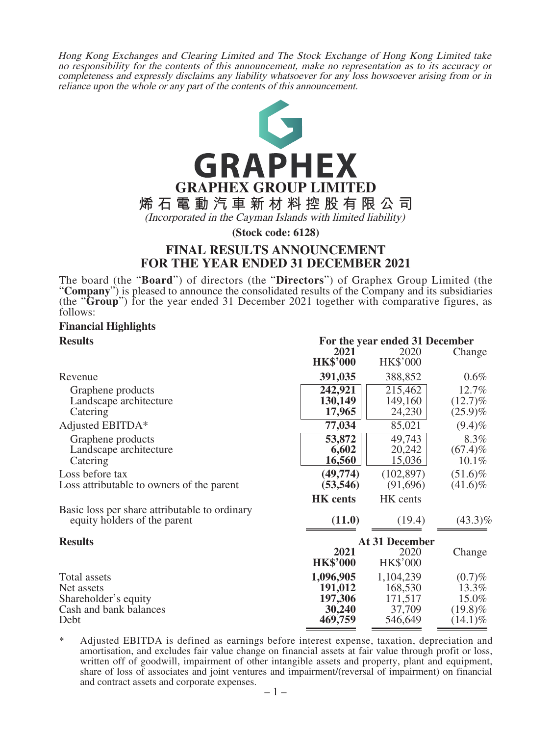*Hong Kong Exchanges and Clearing Limited and The Stock Exchange of Hong Kong Limited take no responsibility for the contents of this announcement, make no representation as to its accuracy or completeness and expressly disclaims any liability whatsoever for any loss howsoever arising from or in reliance upon the whole or any part of the contents of this announcement.*

# GRAPHEX

## GRAPHEX GROUP LIMITED

## 烯石電動汽車新材料控股有限公司

*(Incorporated in the Cayman Islands with limited liability)*

**(Stock code: 6128)**

## FINAL RESULTS ANNOUNCEMENT FOR THE YEAR ENDED 31 DECEMBER 2021

The board (the "**Board**") of directors (the "**Directors**") of Graphex Group Limited (the "**Company**") is pleased to announce the consolidated results of the Company and its subsidiaries (the "**Group**") for the year ended 31 December 2021 together with comparative figures, as follows:

**Financial Highlights**

| **Results** | **For the year ended 31 December** | | |
|---|---|---|---|
| | **2021** | 2020 | Change |
| | **HK$'000** | HK$'000 | |
| Revenue | **391,035** | 388,852 | 0.6% |
| Graphene products | **242,921** | 215,462 | 12.7% |
| Landscape architecture | **130,149** | 149,160 | (12.7)% |
| Catering | **17,965** | 24,230 | (25.9)% |
| Adjusted EBITDA* | **77,034** | 85,021 | (9.4)% |
| Graphene products | **53,872** | 49,743 | 8.3% |
| Landscape architecture | **6,602** | 20,242 | (67.4)% |
| Catering | **16,560** | 15,036 | 10.1% |
| Loss before tax | **(49,774)** | (102,897) | (51.6)% |
| Loss attributable to owners of the parent | **(53,546)** | (91,696) | (41.6)% |
| | **HK cents** | HK cents | |
| Basic loss per share attributable to ordinary equity holders of the parent | **(11.0)** | (19.4) | (43.3)% |

| **Results** | **At 31 December** | | |
|---|---|---|---|
| | **2021** | 2020 | Change |
| | **HK$'000** | HK$'000 | |
| Total assets | **1,096,905** | 1,104,239 | (0.7)% |
| Net assets | **191,012** | 168,530 | 13.3% |
| Shareholder's equity | **197,306** | 171,517 | 15.0% |
| Cash and bank balances | **30,240** | 37,709 | (19.8)% |
| Debt | **469,759** | 546,649 | (14.1)% |

\* Adjusted EBITDA is defined as earnings before interest expense, taxation, depreciation and amortisation, and excludes fair value change on financial assets at fair value through profit or loss, written off of goodwill, impairment of other intangible assets and property, plant and equipment, share of loss of associates and joint ventures and impairment/(reversal of impairment) on financial and contract assets and corporate expenses.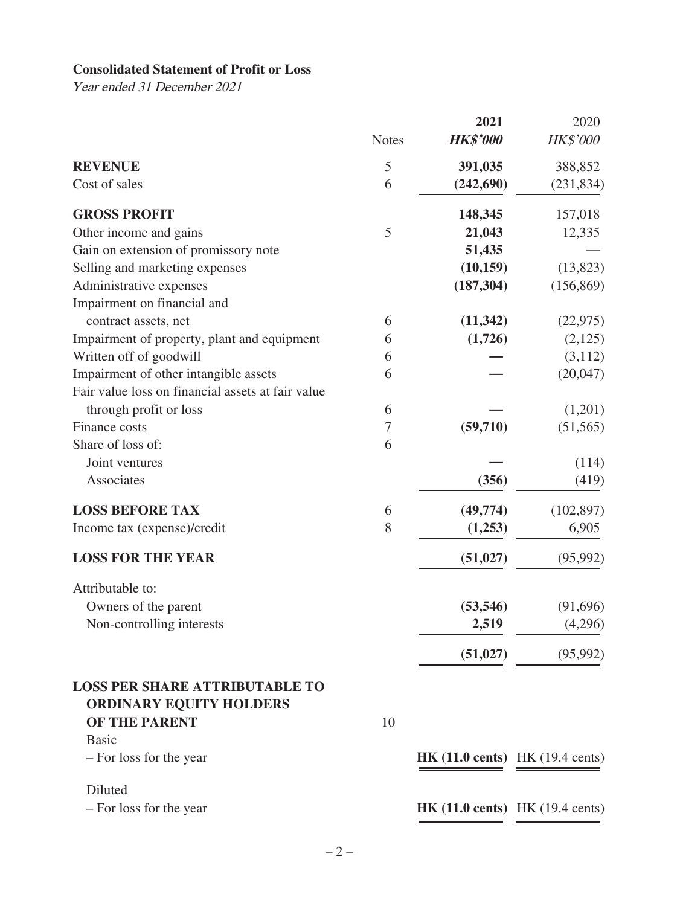**Consolidated Statement of Profit or Loss**

*Year ended 31 December 2021*

| | Notes | 2021 *HK$'000* | 2020 *HK$'000* |
|---|---|---|---|
| **REVENUE** | 5 | **391,035** | 388,852 |
| Cost of sales | 6 | **(242,690)** | (231,834) |
| **GROSS PROFIT** | | **148,345** | 157,018 |
| Other income and gains | 5 | **21,043** | 12,335 |
| Gain on extension of promissory note | | **51,435** | — |
| Selling and marketing expenses | | **(10,159)** | (13,823) |
| Administrative expenses | | **(187,304)** | (156,869) |
| Impairment on financial and contract assets, net | 6 | **(11,342)** | (22,975) |
| Impairment of property, plant and equipment | 6 | **(1,726)** | (2,125) |
| Written off of goodwill | 6 | **—** | (3,112) |
| Impairment of other intangible assets | 6 | **—** | (20,047) |
| Fair value loss on financial assets at fair value through profit or loss | 6 | **—** | (1,201) |
| Finance costs | 7 | **(59,710)** | (51,565) |
| Share of loss of: | 6 | | |
| Joint ventures | | **—** | (114) |
| Associates | | **(356)** | (419) |
| **LOSS BEFORE TAX** | 6 | **(49,774)** | (102,897) |
| Income tax (expense)/credit | 8 | **(1,253)** | 6,905 |
| **LOSS FOR THE YEAR** | | **(51,027)** | (95,992) |
| Attributable to: | | | |
| Owners of the parent | | **(53,546)** | (91,696) |
| Non-controlling interests | | **2,519** | (4,296) |
| | | **(51,027)** | (95,992) |
| **LOSS PER SHARE ATTRIBUTABLE TO ORDINARY EQUITY HOLDERS OF THE PARENT** | 10 | | |
| Basic | | | |
| – For loss for the year | | **HK (11.0 cents)** | HK (19.4 cents) |
| Diluted | | | |
| – For loss for the year | | **HK (11.0 cents)** | HK (19.4 cents) |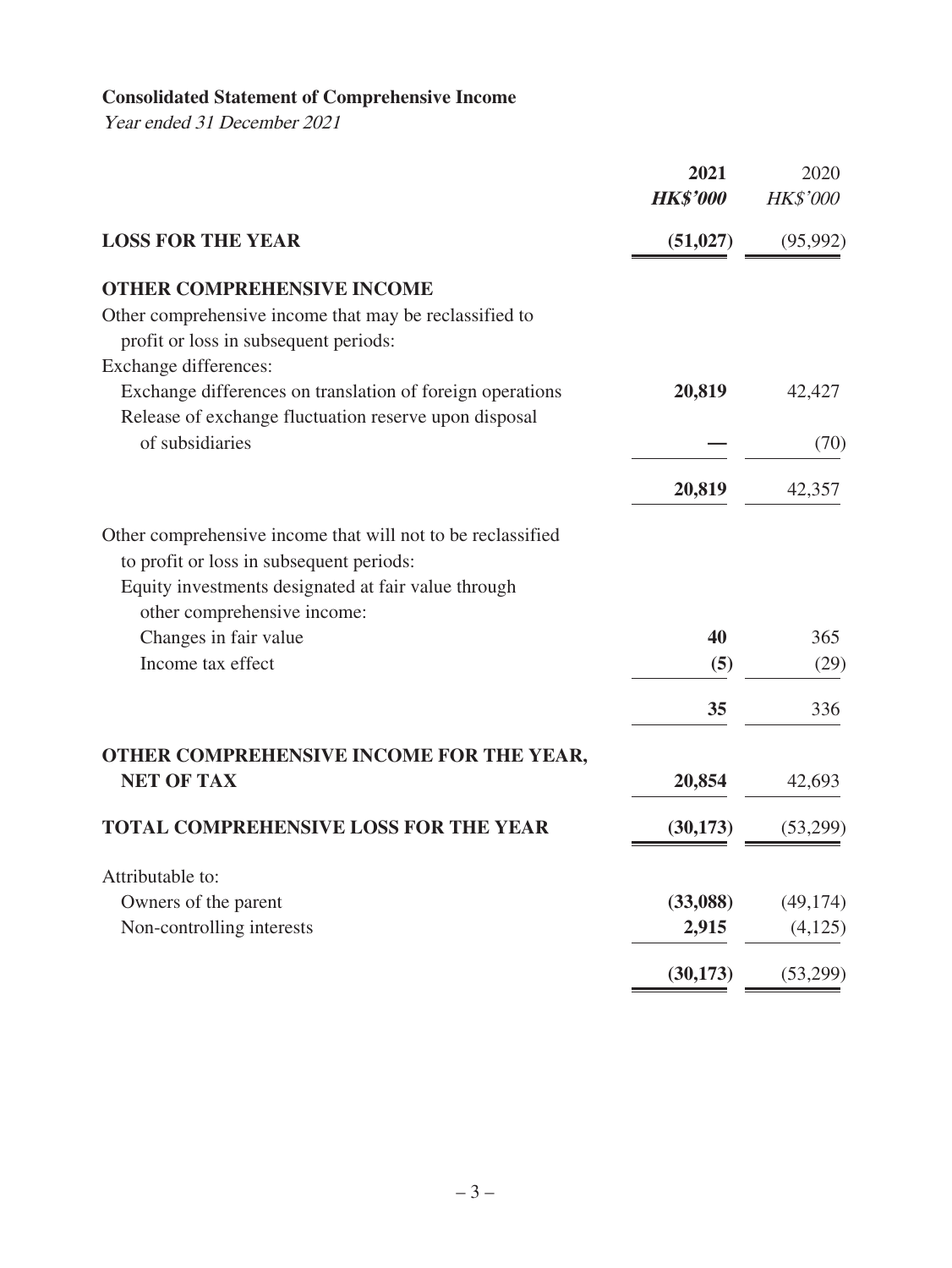## Consolidated Statement of Comprehensive Income

*Year ended 31 December 2021*

| | 2021 | 2020 |
|---|---|---|
| | ***HK$'000*** | *HK$'000* |
| **LOSS FOR THE YEAR** | **(51,027)** | (95,992) |
| **OTHER COMPREHENSIVE INCOME** | | |
| Other comprehensive income that may be reclassified to profit or loss in subsequent periods: | | |
| Exchange differences: | | |
| Exchange differences on translation of foreign operations | **20,819** | 42,427 |
| Release of exchange fluctuation reserve upon disposal of subsidiaries | **—** | (70) |
| | **20,819** | 42,357 |
| Other comprehensive income that will not to be reclassified to profit or loss in subsequent periods: | | |
| Equity investments designated at fair value through other comprehensive income: | | |
| Changes in fair value | **40** | 365 |
| Income tax effect | **(5)** | (29) |
| | **35** | 336 |
| **OTHER COMPREHENSIVE INCOME FOR THE YEAR, NET OF TAX** | **20,854** | 42,693 |
| **TOTAL COMPREHENSIVE LOSS FOR THE YEAR** | **(30,173)** | (53,299) |
| Attributable to: | | |
| Owners of the parent | **(33,088)** | (49,174) |
| Non-controlling interests | **2,915** | (4,125) |
| | **(30,173)** | (53,299) |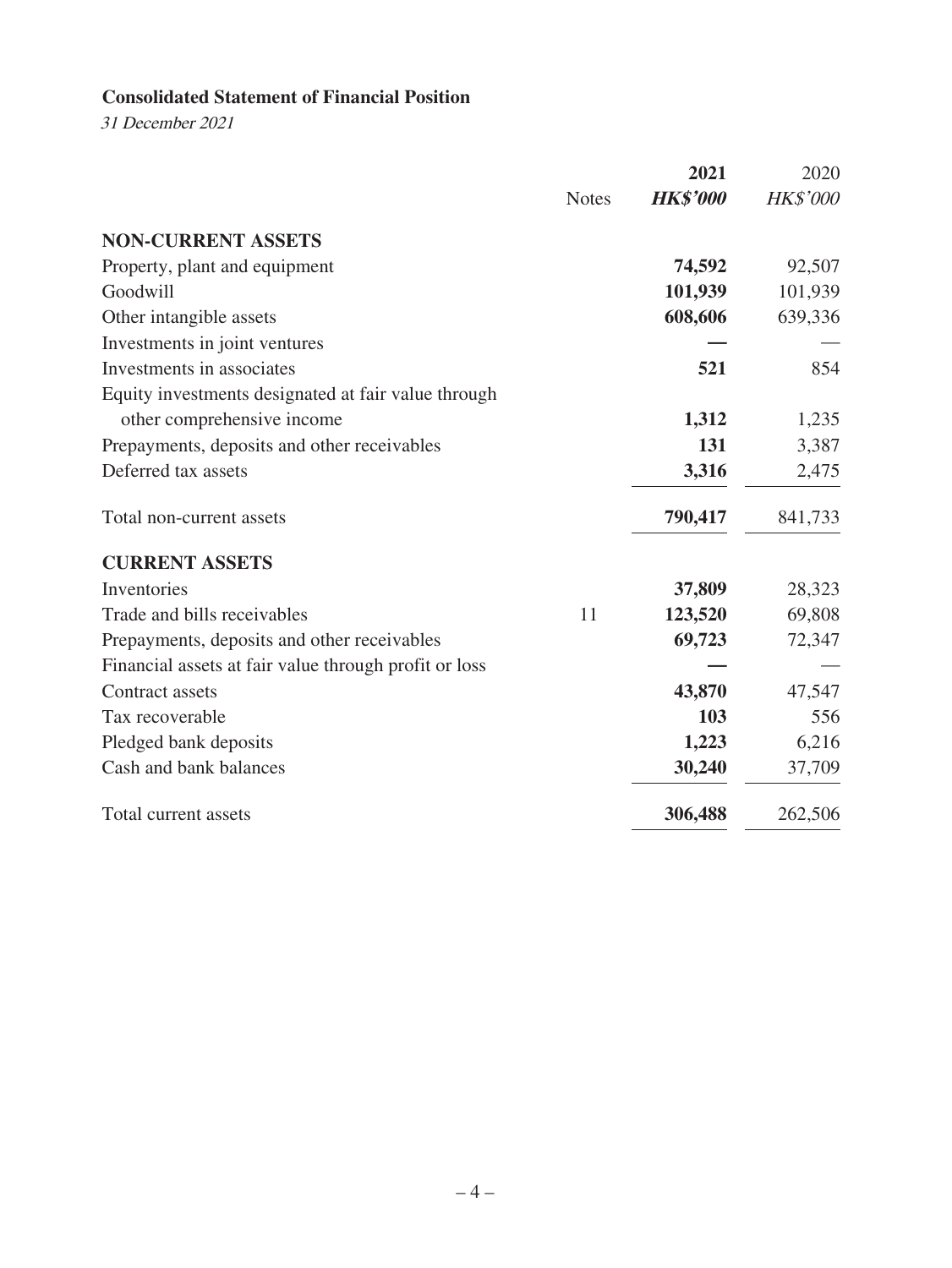**Consolidated Statement of Financial Position**

*31 December 2021*

| | Notes | 2021<br>*HK$'000* | 2020<br>*HK$'000* |
|---|---|---|---|
| **NON-CURRENT ASSETS** | | | |
| Property, plant and equipment | | **74,592** | 92,507 |
| Goodwill | | **101,939** | 101,939 |
| Other intangible assets | | **608,606** | 639,336 |
| Investments in joint ventures | | **—** | — |
| Investments in associates | | **521** | 854 |
| Equity investments designated at fair value through other comprehensive income | | **1,312** | 1,235 |
| Prepayments, deposits and other receivables | | **131** | 3,387 |
| Deferred tax assets | | **3,316** | 2,475 |
| Total non-current assets | | **790,417** | 841,733 |
| **CURRENT ASSETS** | | | |
| Inventories | | **37,809** | 28,323 |
| Trade and bills receivables | 11 | **123,520** | 69,808 |
| Prepayments, deposits and other receivables | | **69,723** | 72,347 |
| Financial assets at fair value through profit or loss | | **—** | — |
| Contract assets | | **43,870** | 47,547 |
| Tax recoverable | | **103** | 556 |
| Pledged bank deposits | | **1,223** | 6,216 |
| Cash and bank balances | | **30,240** | 37,709 |
| Total current assets | | **306,488** | 262,506 |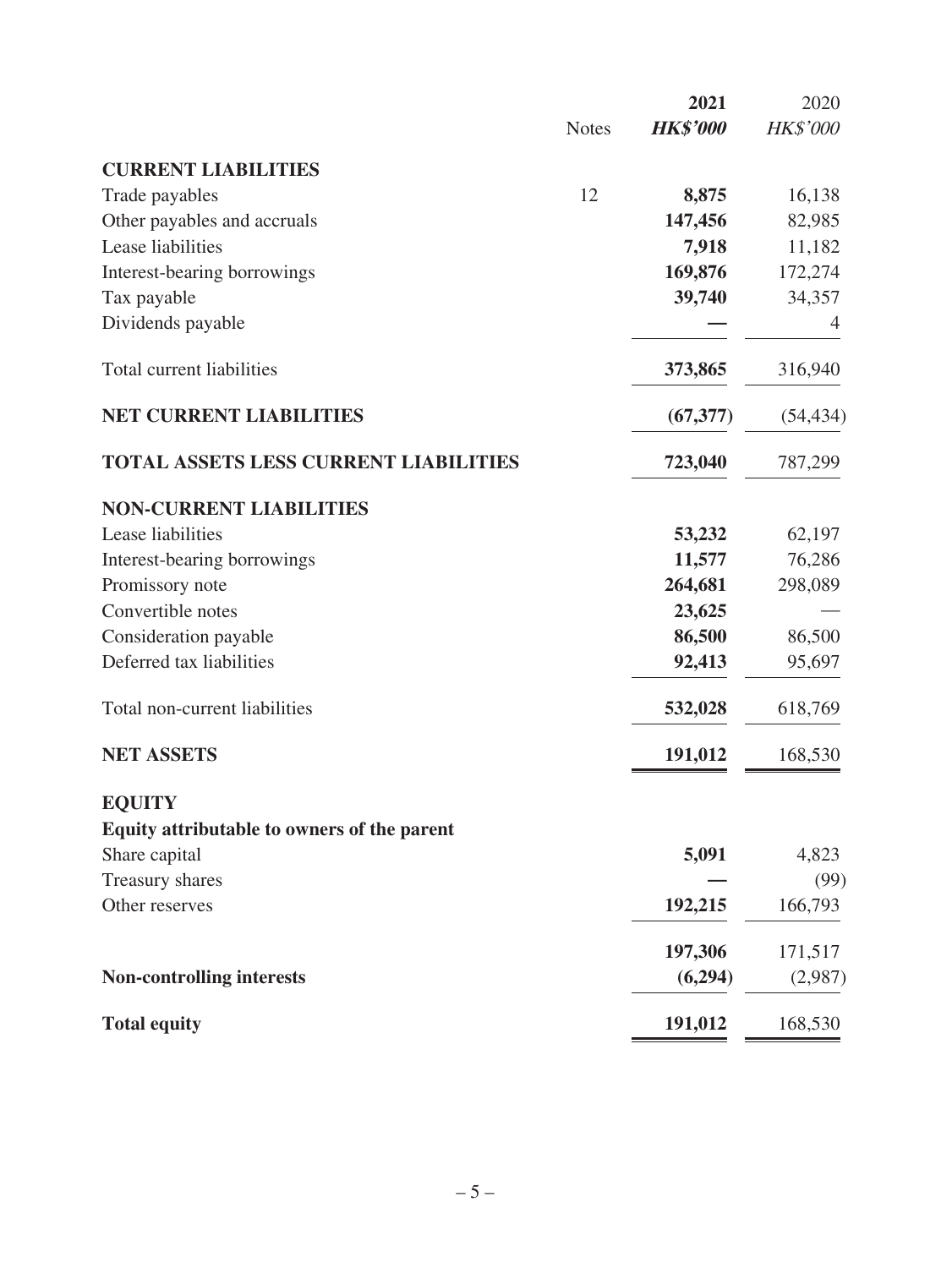| | Notes | **2021** | 2020 |
|---|---|---|---|
| | | ***HK$'000*** | *HK$'000* |
| **CURRENT LIABILITIES** | | | |
| Trade payables | 12 | **8,875** | 16,138 |
| Other payables and accruals | | **147,456** | 82,985 |
| Lease liabilities | | **7,918** | 11,182 |
| Interest-bearing borrowings | | **169,876** | 172,274 |
| Tax payable | | **39,740** | 34,357 |
| Dividends payable | | **—** | 4 |
| Total current liabilities | | **373,865** | 316,940 |
| **NET CURRENT LIABILITIES** | | **(67,377)** | (54,434) |
| **TOTAL ASSETS LESS CURRENT LIABILITIES** | | **723,040** | 787,299 |
| **NON-CURRENT LIABILITIES** | | | |
| Lease liabilities | | **53,232** | 62,197 |
| Interest-bearing borrowings | | **11,577** | 76,286 |
| Promissory note | | **264,681** | 298,089 |
| Convertible notes | | **23,625** | — |
| Consideration payable | | **86,500** | 86,500 |
| Deferred tax liabilities | | **92,413** | 95,697 |
| Total non-current liabilities | | **532,028** | 618,769 |
| **NET ASSETS** | | **191,012** | 168,530 |
| **EQUITY** | | | |
| **Equity attributable to owners of the parent** | | | |
| Share capital | | **5,091** | 4,823 |
| Treasury shares | | **—** | (99) |
| Other reserves | | **192,215** | 166,793 |
| | | **197,306** | 171,517 |
| **Non-controlling interests** | | **(6,294)** | (2,987) |
| **Total equity** | | **191,012** | 168,530 |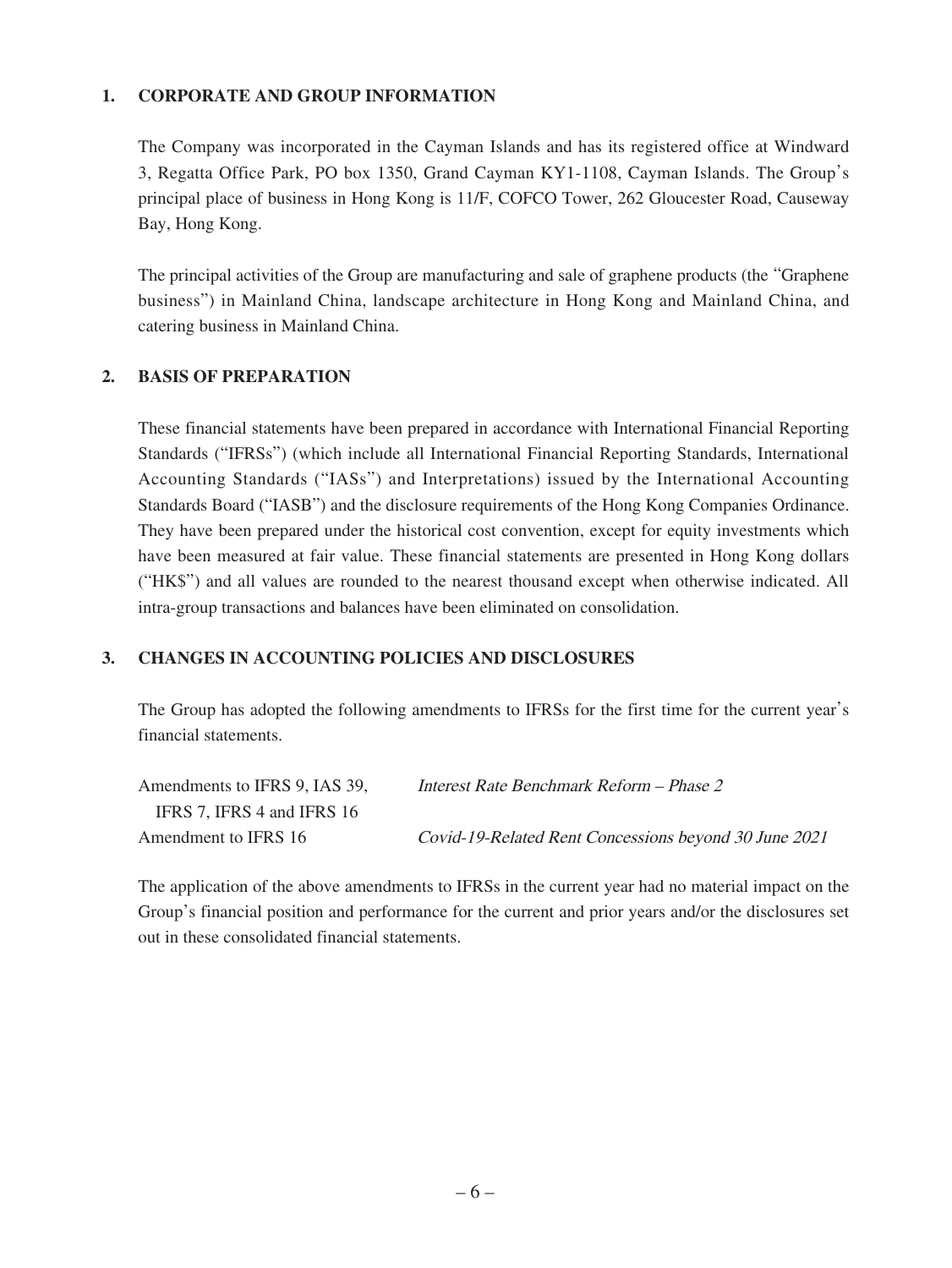## 1. CORPORATE AND GROUP INFORMATION

The Company was incorporated in the Cayman Islands and has its registered office at Windward 3, Regatta Office Park, PO box 1350, Grand Cayman KY1-1108, Cayman Islands. The Group's principal place of business in Hong Kong is 11/F, COFCO Tower, 262 Gloucester Road, Causeway Bay, Hong Kong.

The principal activities of the Group are manufacturing and sale of graphene products (the "Graphene business") in Mainland China, landscape architecture in Hong Kong and Mainland China, and catering business in Mainland China.

## 2. BASIS OF PREPARATION

These financial statements have been prepared in accordance with International Financial Reporting Standards ("IFRSs") (which include all International Financial Reporting Standards, International Accounting Standards ("IASs") and Interpretations) issued by the International Accounting Standards Board ("IASB") and the disclosure requirements of the Hong Kong Companies Ordinance. They have been prepared under the historical cost convention, except for equity investments which have been measured at fair value. These financial statements are presented in Hong Kong dollars ("HK$") and all values are rounded to the nearest thousand except when otherwise indicated. All intra-group transactions and balances have been eliminated on consolidation.

## 3. CHANGES IN ACCOUNTING POLICIES AND DISCLOSURES

The Group has adopted the following amendments to IFRSs for the first time for the current year's financial statements.

| | |
|---|---|
| Amendments to IFRS 9, IAS 39, IFRS 7, IFRS 4 and IFRS 16 | *Interest Rate Benchmark Reform – Phase 2* |
| Amendment to IFRS 16 | *Covid-19-Related Rent Concessions beyond 30 June 2021* |

The application of the above amendments to IFRSs in the current year had no material impact on the Group's financial position and performance for the current and prior years and/or the disclosures set out in these consolidated financial statements.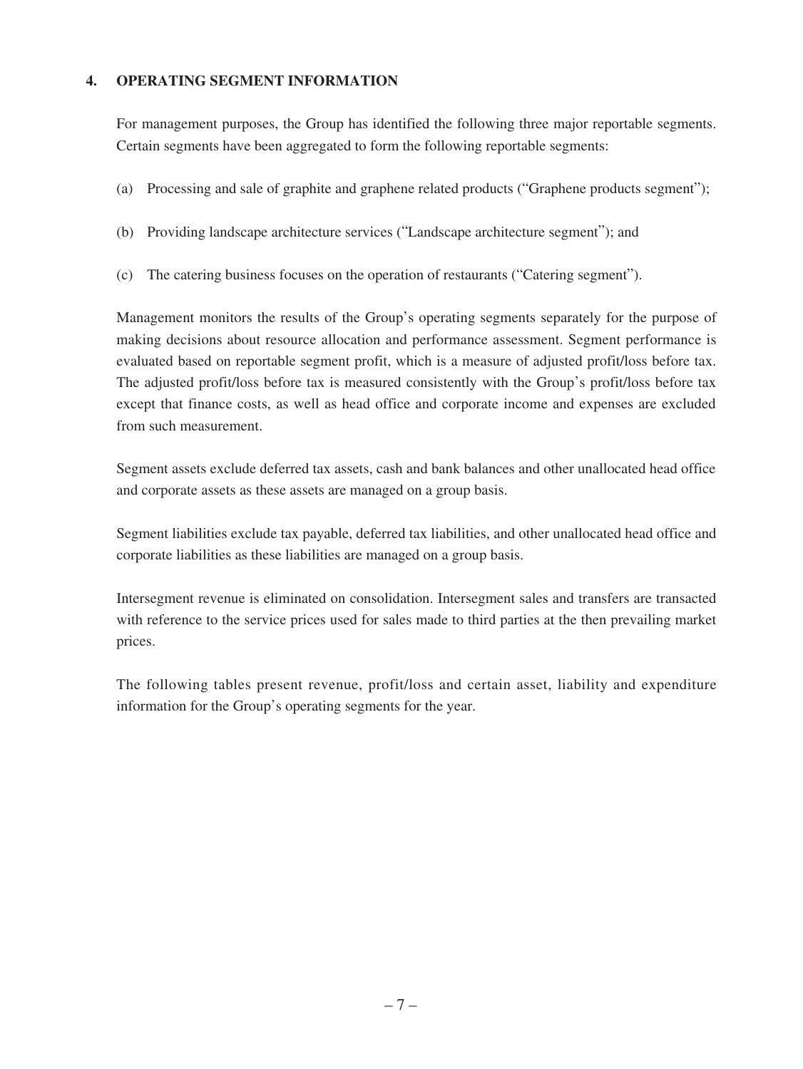## 4. OPERATING SEGMENT INFORMATION

For management purposes, the Group has identified the following three major reportable segments. Certain segments have been aggregated to form the following reportable segments:

(a) Processing and sale of graphite and graphene related products ("Graphene products segment");

(b) Providing landscape architecture services ("Landscape architecture segment"); and

(c) The catering business focuses on the operation of restaurants ("Catering segment").

Management monitors the results of the Group's operating segments separately for the purpose of making decisions about resource allocation and performance assessment. Segment performance is evaluated based on reportable segment profit, which is a measure of adjusted profit/loss before tax. The adjusted profit/loss before tax is measured consistently with the Group's profit/loss before tax except that finance costs, as well as head office and corporate income and expenses are excluded from such measurement.

Segment assets exclude deferred tax assets, cash and bank balances and other unallocated head office and corporate assets as these assets are managed on a group basis.

Segment liabilities exclude tax payable, deferred tax liabilities, and other unallocated head office and corporate liabilities as these liabilities are managed on a group basis.

Intersegment revenue is eliminated on consolidation. Intersegment sales and transfers are transacted with reference to the service prices used for sales made to third parties at the then prevailing market prices.

The following tables present revenue, profit/loss and certain asset, liability and expenditure information for the Group's operating segments for the year.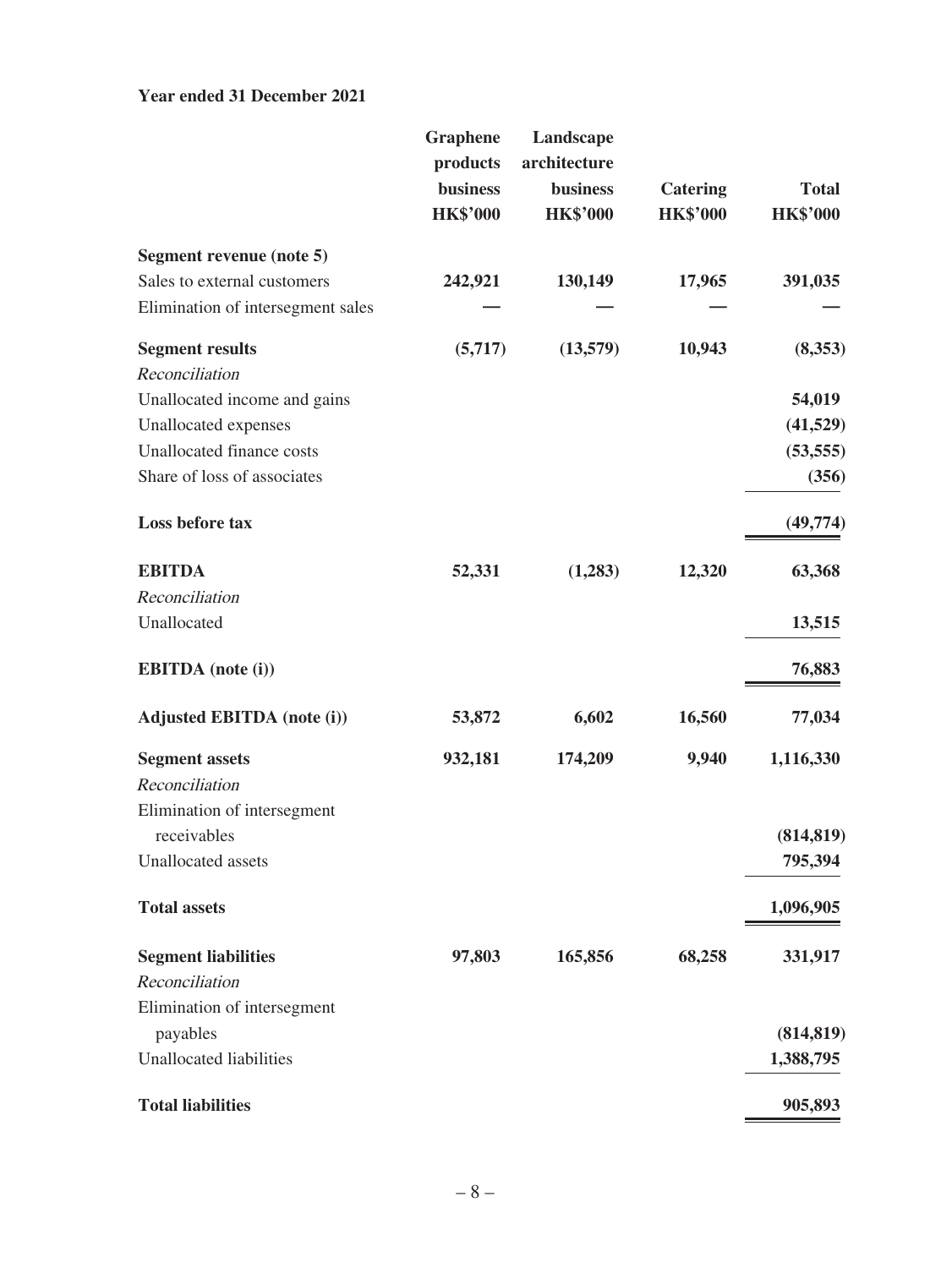**Year ended 31 December 2021**

| | Graphene products business HK$'000 | Landscape architecture business HK$'000 | Catering HK$'000 | Total HK$'000 |
|---|---|---|---|---|
| **Segment revenue (note 5)** | | | | |
| Sales to external customers | **242,921** | **130,149** | **17,965** | **391,035** |
| Elimination of intersegment sales | **—** | **—** | **—** | **—** |
| **Segment results** | **(5,717)** | **(13,579)** | **10,943** | **(8,353)** |
| *Reconciliation* | | | | |
| Unallocated income and gains | | | | **54,019** |
| Unallocated expenses | | | | **(41,529)** |
| Unallocated finance costs | | | | **(53,555)** |
| Share of loss of associates | | | | **(356)** |
| **Loss before tax** | | | | **(49,774)** |
| **EBITDA** | **52,331** | **(1,283)** | **12,320** | **63,368** |
| *Reconciliation* | | | | |
| Unallocated | | | | **13,515** |
| **EBITDA (note (i))** | | | | **76,883** |
| **Adjusted EBITDA (note (i))** | **53,872** | **6,602** | **16,560** | **77,034** |
| **Segment assets** | **932,181** | **174,209** | **9,940** | **1,116,330** |
| *Reconciliation* | | | | |
| Elimination of intersegment receivables | | | | **(814,819)** |
| Unallocated assets | | | | **795,394** |
| **Total assets** | | | | **1,096,905** |
| **Segment liabilities** | **97,803** | **165,856** | **68,258** | **331,917** |
| *Reconciliation* | | | | |
| Elimination of intersegment payables | | | | **(814,819)** |
| Unallocated liabilities | | | | **1,388,795** |
| **Total liabilities** | | | | **905,893** |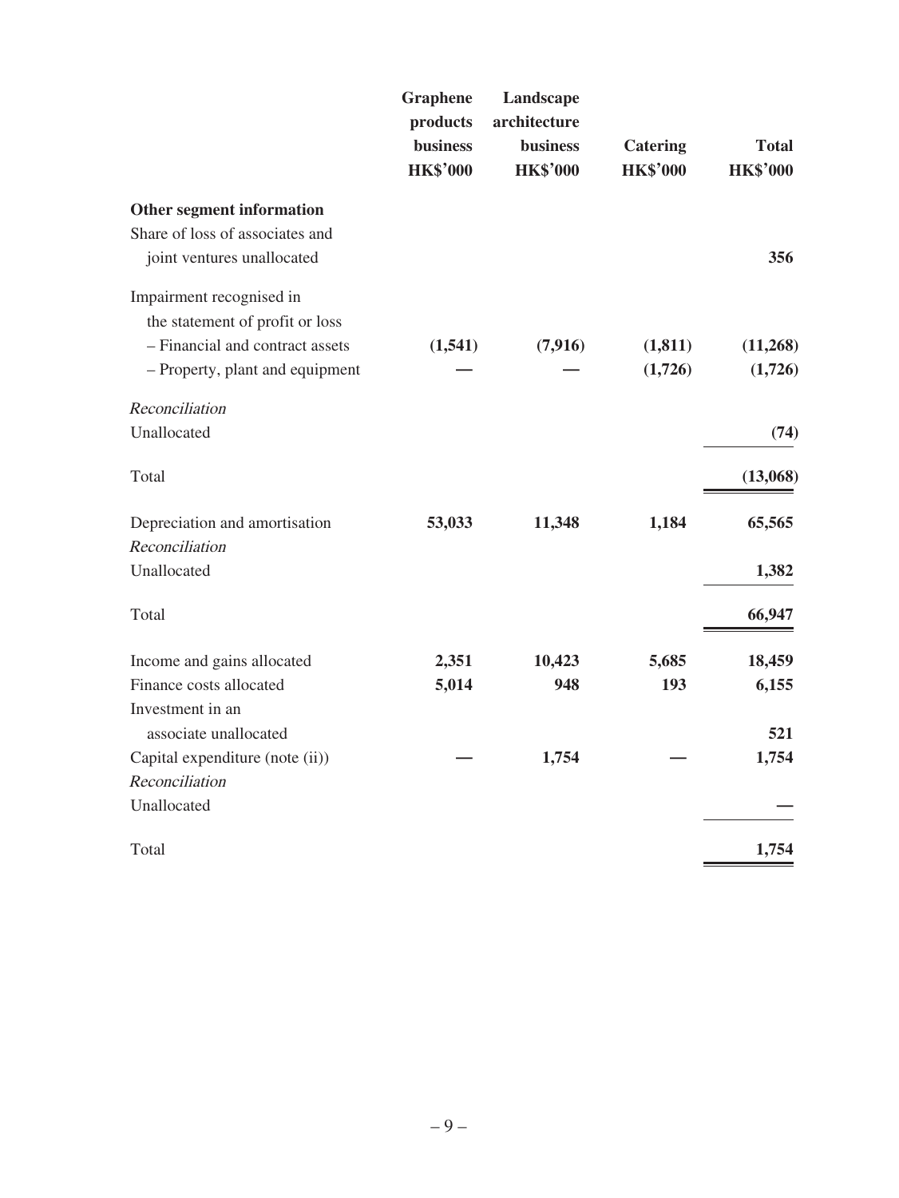| | Graphene products business HK$'000 | Landscape architecture business HK$'000 | Catering HK$'000 | Total HK$'000 |
|---|---|---|---|---|
| **Other segment information** | | | | |
| Share of loss of associates and joint ventures unallocated | | | | **356** |
| Impairment recognised in the statement of profit or loss | | | | |
| – Financial and contract assets | **(1,541)** | **(7,916)** | **(1,811)** | **(11,268)** |
| – Property, plant and equipment | **—** | **—** | **(1,726)** | **(1,726)** |
| *Reconciliation* | | | | |
| Unallocated | | | | **(74)** |
| Total | | | | **(13,068)** |
| Depreciation and amortisation | **53,033** | **11,348** | **1,184** | **65,565** |
| *Reconciliation* | | | | |
| Unallocated | | | | **1,382** |
| Total | | | | **66,947** |
| Income and gains allocated | **2,351** | **10,423** | **5,685** | **18,459** |
| Finance costs allocated | **5,014** | **948** | **193** | **6,155** |
| Investment in an associate unallocated | | | | **521** |
| Capital expenditure (note (ii)) | **—** | **1,754** | **—** | **1,754** |
| *Reconciliation* | | | | |
| Unallocated | | | | **—** |
| Total | | | | **1,754** |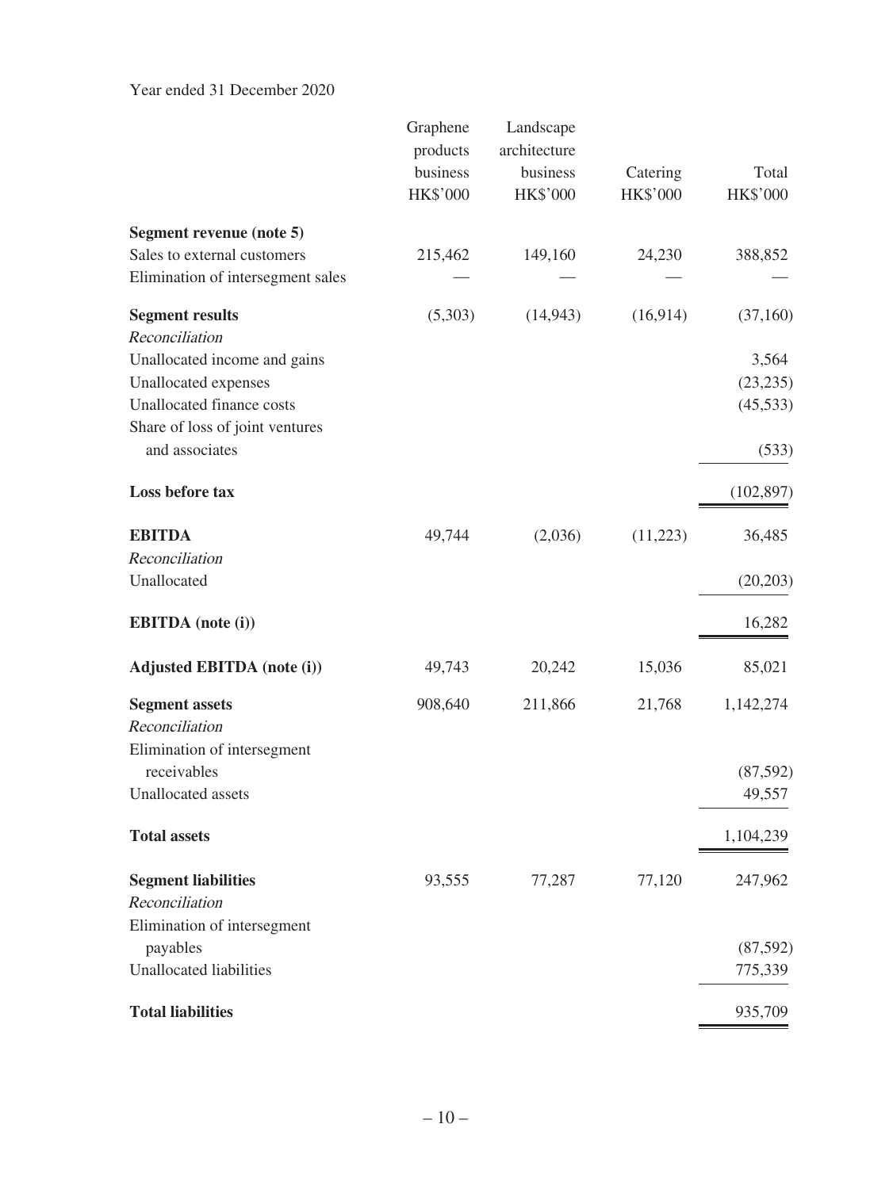Year ended 31 December 2020

| | Graphene products business HK$'000 | Landscape architecture business HK$'000 | Catering HK$'000 | Total HK$'000 |
|---|---|---|---|---|
| **Segment revenue (note 5)** | | | | |
| Sales to external customers | 215,462 | 149,160 | 24,230 | 388,852 |
| Elimination of intersegment sales | — | — | — | — |
| **Segment results** | (5,303) | (14,943) | (16,914) | (37,160) |
| *Reconciliation* | | | | |
| Unallocated income and gains | | | | 3,564 |
| Unallocated expenses | | | | (23,235) |
| Unallocated finance costs | | | | (45,533) |
| Share of loss of joint ventures and associates | | | | (533) |
| **Loss before tax** | | | | (102,897) |
| **EBITDA** | 49,744 | (2,036) | (11,223) | 36,485 |
| *Reconciliation* | | | | |
| Unallocated | | | | (20,203) |
| **EBITDA (note (i))** | | | | 16,282 |
| **Adjusted EBITDA (note (i))** | 49,743 | 20,242 | 15,036 | 85,021 |
| **Segment assets** | 908,640 | 211,866 | 21,768 | 1,142,274 |
| *Reconciliation* | | | | |
| Elimination of intersegment receivables | | | | (87,592) |
| Unallocated assets | | | | 49,557 |
| **Total assets** | | | | 1,104,239 |
| **Segment liabilities** | 93,555 | 77,287 | 77,120 | 247,962 |
| *Reconciliation* | | | | |
| Elimination of intersegment payables | | | | (87,592) |
| Unallocated liabilities | | | | 775,339 |
| **Total liabilities** | | | | 935,709 |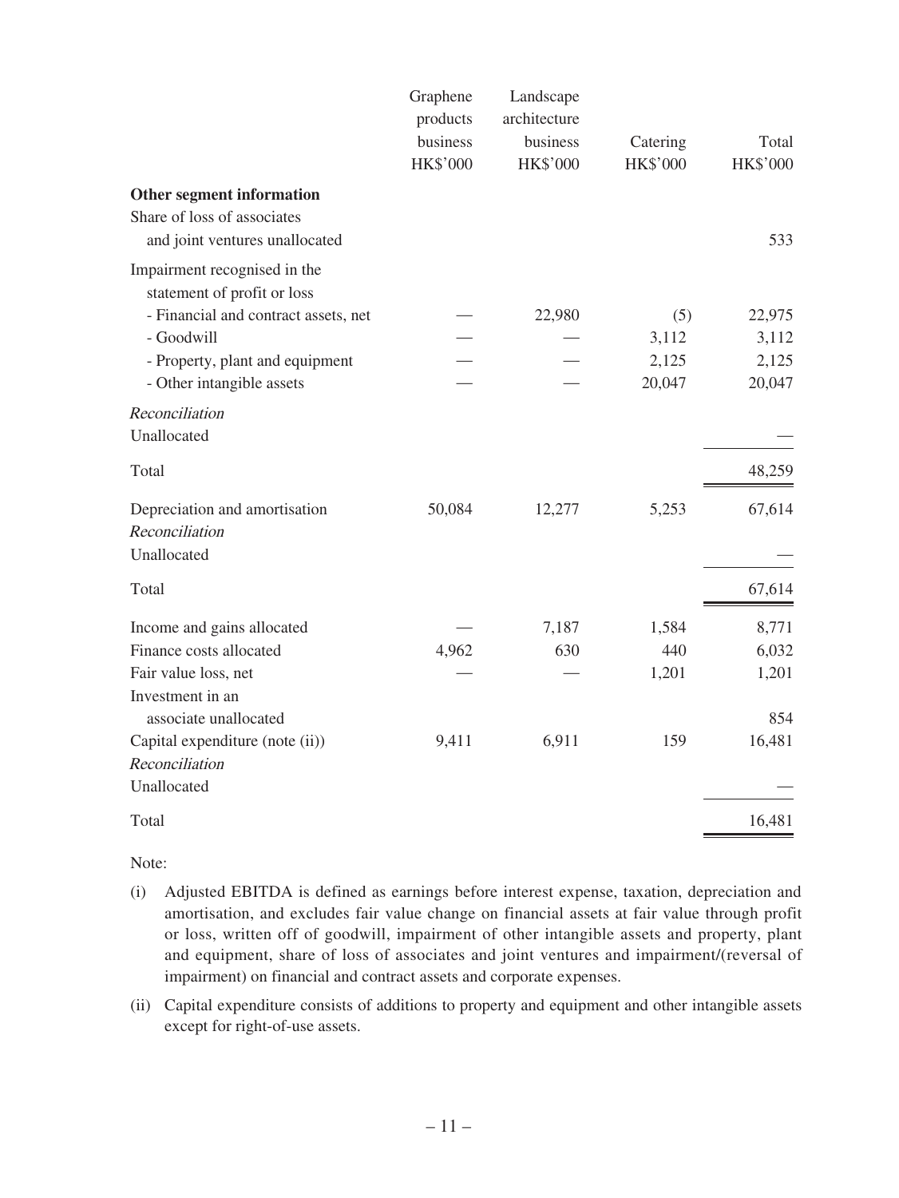| | Graphene products business HK$'000 | Landscape architecture business HK$'000 | Catering HK$'000 | Total HK$'000 |
|---|---|---|---|---|
| **Other segment information** | | | | |
| Share of loss of associates and joint ventures unallocated | | | | 533 |
| Impairment recognised in the statement of profit or loss | | | | |
| - Financial and contract assets, net | — | 22,980 | (5) | 22,975 |
| - Goodwill | — | — | 3,112 | 3,112 |
| - Property, plant and equipment | — | — | 2,125 | 2,125 |
| - Other intangible assets | — | — | 20,047 | 20,047 |
| *Reconciliation* | | | | |
| Unallocated | | | | — |
| Total | | | | 48,259 |
| Depreciation and amortisation | 50,084 | 12,277 | 5,253 | 67,614 |
| *Reconciliation* | | | | |
| Unallocated | | | | — |
| Total | | | | 67,614 |
| Income and gains allocated | — | 7,187 | 1,584 | 8,771 |
| Finance costs allocated | 4,962 | 630 | 440 | 6,032 |
| Fair value loss, net | — | — | 1,201 | 1,201 |
| Investment in an associate unallocated | | | | 854 |
| Capital expenditure (note (ii)) | 9,411 | 6,911 | 159 | 16,481 |
| *Reconciliation* | | | | |
| Unallocated | | | | — |
| Total | | | | 16,481 |

Note:

(i) Adjusted EBITDA is defined as earnings before interest expense, taxation, depreciation and amortisation, and excludes fair value change on financial assets at fair value through profit or loss, written off of goodwill, impairment of other intangible assets and property, plant and equipment, share of loss of associates and joint ventures and impairment/(reversal of impairment) on financial and contract assets and corporate expenses.

(ii) Capital expenditure consists of additions to property and equipment and other intangible assets except for right-of-use assets.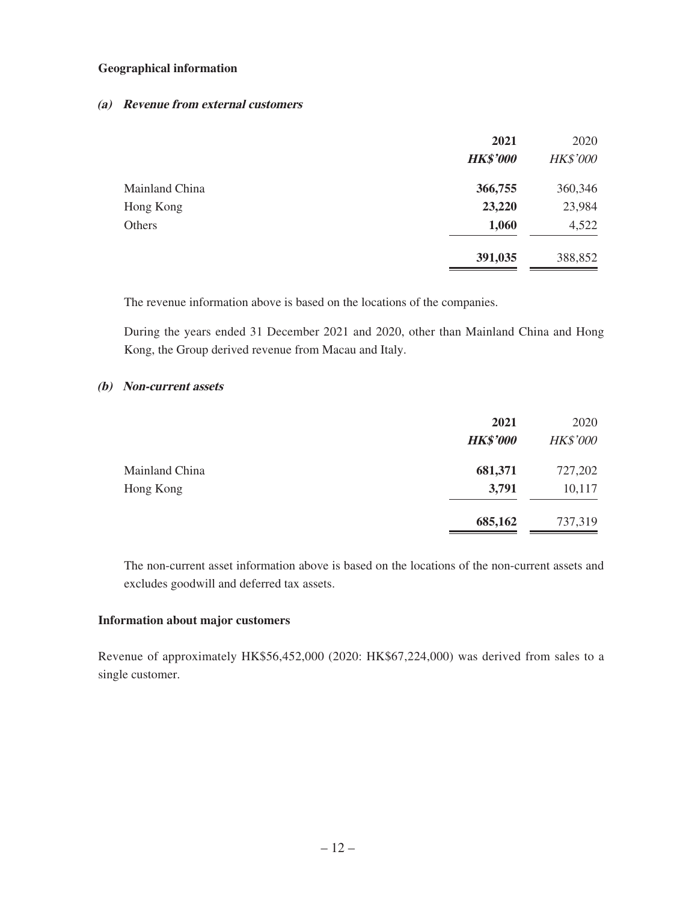**Geographical information**

***(a) Revenue from external customers***

| | **2021** | 2020 |
|---|---|---|
| | ***HK$'000*** | *HK$'000* |
| Mainland China | **366,755** | 360,346 |
| Hong Kong | **23,220** | 23,984 |
| Others | **1,060** | 4,522 |
| | **391,035** | 388,852 |

The revenue information above is based on the locations of the companies.

During the years ended 31 December 2021 and 2020, other than Mainland China and Hong Kong, the Group derived revenue from Macau and Italy.

***(b) Non-current assets***

| | **2021** | 2020 |
|---|---|---|
| | ***HK$'000*** | *HK$'000* |
| Mainland China | **681,371** | 727,202 |
| Hong Kong | **3,791** | 10,117 |
| | **685,162** | 737,319 |

The non-current asset information above is based on the locations of the non-current assets and excludes goodwill and deferred tax assets.

**Information about major customers**

Revenue of approximately HK$56,452,000 (2020: HK$67,224,000) was derived from sales to a single customer.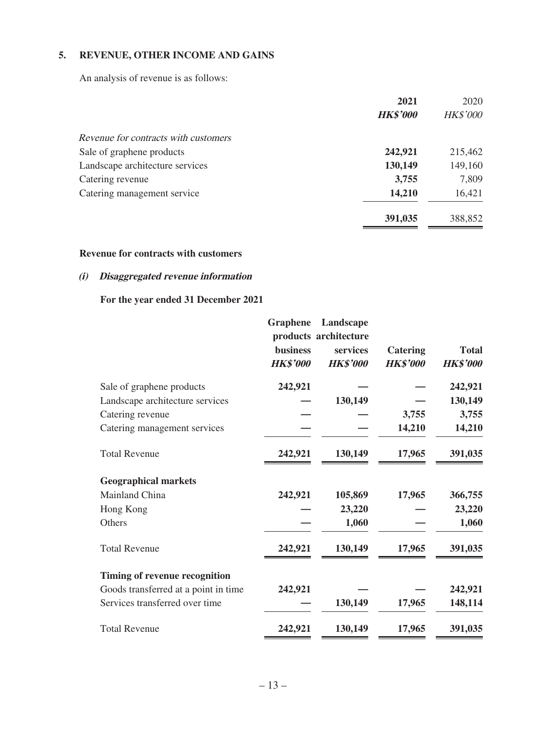## 5. REVENUE, OTHER INCOME AND GAINS

An analysis of revenue is as follows:

| | 2021 | 2020 |
|---|---|---|
| | ***HK$'000*** | *HK$'000* |
| *Revenue for contracts with customers* | | |
| Sale of graphene products | **242,921** | 215,462 |
| Landscape architecture services | **130,149** | 149,160 |
| Catering revenue | **3,755** | 7,809 |
| Catering management service | **14,210** | 16,421 |
| | **391,035** | 388,852 |

**Revenue for contracts with customers**

***(i) Disaggregated revenue information***

**For the year ended 31 December 2021**

| | Graphene products business | Landscape architecture services | Catering | Total |
|---|---|---|---|---|
| | ***HK$'000*** | ***HK$'000*** | ***HK$'000*** | ***HK$'000*** |
| Sale of graphene products | **242,921** | **—** | **—** | **242,921** |
| Landscape architecture services | **—** | **130,149** | **—** | **130,149** |
| Catering revenue | **—** | **—** | **3,755** | **3,755** |
| Catering management services | **—** | **—** | **14,210** | **14,210** |
| Total Revenue | **242,921** | **130,149** | **17,965** | **391,035** |
| **Geographical markets** | | | | |
| Mainland China | **242,921** | **105,869** | **17,965** | **366,755** |
| Hong Kong | **—** | **23,220** | **—** | **23,220** |
| Others | **—** | **1,060** | **—** | **1,060** |
| Total Revenue | **242,921** | **130,149** | **17,965** | **391,035** |
| **Timing of revenue recognition** | | | | |
| Goods transferred at a point in time | **242,921** | **—** | **—** | **242,921** |
| Services transferred over time | **—** | **130,149** | **17,965** | **148,114** |
| Total Revenue | **242,921** | **130,149** | **17,965** | **391,035** |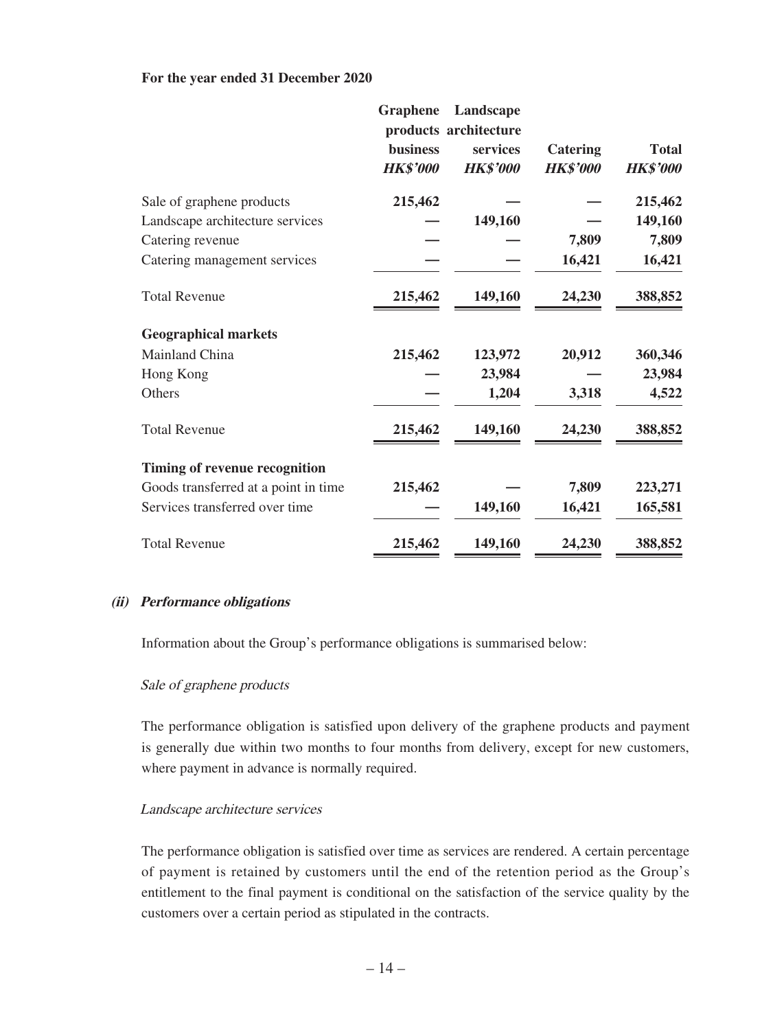**For the year ended 31 December 2020**

| | Graphene products business HK$'000 | Landscape architecture services HK$'000 | Catering HK$'000 | Total HK$'000 |
|---|---|---|---|---|
| Sale of graphene products | 215,462 | — | — | 215,462 |
| Landscape architecture services | — | 149,160 | — | 149,160 |
| Catering revenue | — | — | 7,809 | 7,809 |
| Catering management services | — | — | 16,421 | 16,421 |
| Total Revenue | 215,462 | 149,160 | 24,230 | 388,852 |
| **Geographical markets** | | | | |
| Mainland China | 215,462 | 123,972 | 20,912 | 360,346 |
| Hong Kong | — | 23,984 | — | 23,984 |
| Others | — | 1,204 | 3,318 | 4,522 |
| Total Revenue | 215,462 | 149,160 | 24,230 | 388,852 |
| **Timing of revenue recognition** | | | | |
| Goods transferred at a point in time | 215,462 | — | 7,809 | 223,271 |
| Services transferred over time | — | 149,160 | 16,421 | 165,581 |
| Total Revenue | 215,462 | 149,160 | 24,230 | 388,852 |

***(ii) Performance obligations***

Information about the Group's performance obligations is summarised below:

*Sale of graphene products*

The performance obligation is satisfied upon delivery of the graphene products and payment is generally due within two months to four months from delivery, except for new customers, where payment in advance is normally required.

*Landscape architecture services*

The performance obligation is satisfied over time as services are rendered. A certain percentage of payment is retained by customers until the end of the retention period as the Group's entitlement to the final payment is conditional on the satisfaction of the service quality by the customers over a certain period as stipulated in the contracts.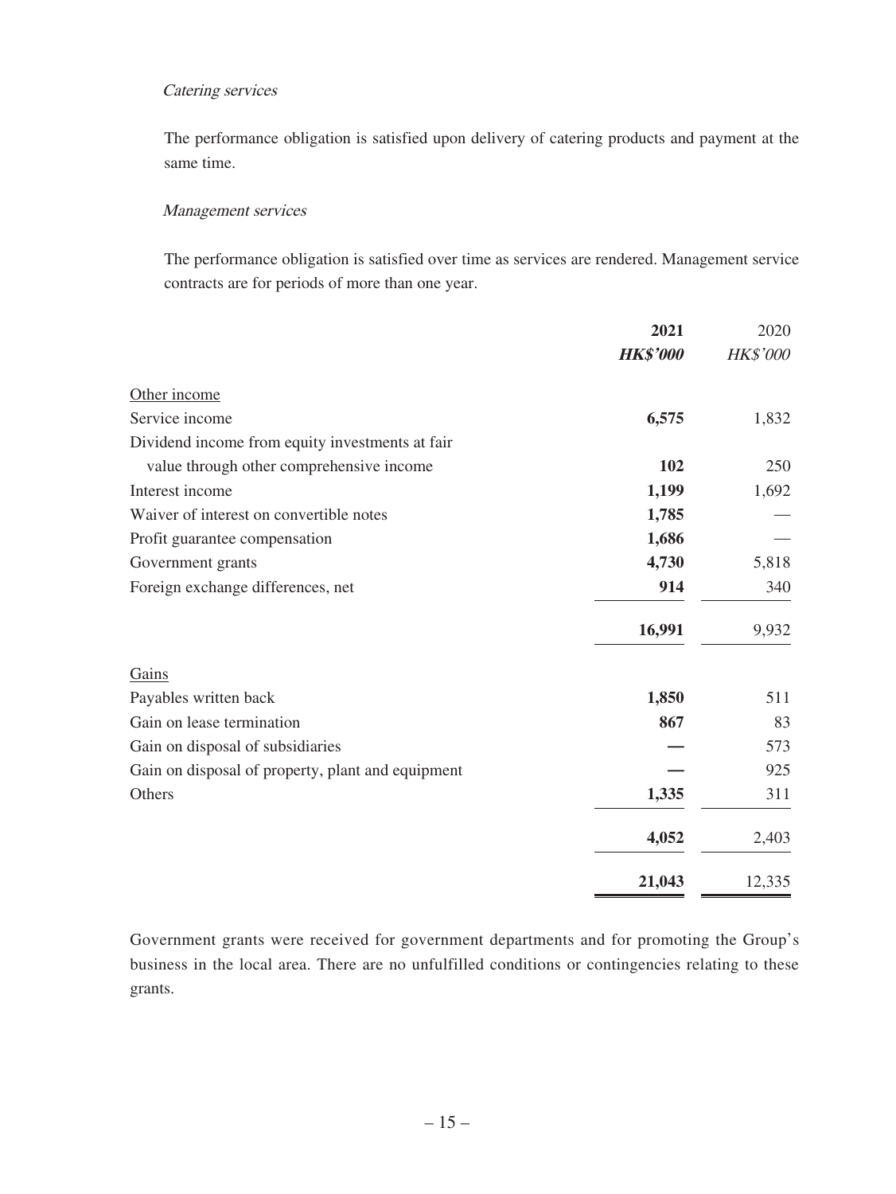*Catering services*

The performance obligation is satisfied upon delivery of catering products and payment at the same time.

*Management services*

The performance obligation is satisfied over time as services are rendered. Management service contracts are for periods of more than one year.

| | **2021** | 2020 |
|---|---|---|
| | ***HK$'000*** | *HK$'000* |
| Other income | | |
| Service income | **6,575** | 1,832 |
| Dividend income from equity investments at fair value through other comprehensive income | **102** | 250 |
| Interest income | **1,199** | 1,692 |
| Waiver of interest on convertible notes | **1,785** | — |
| Profit guarantee compensation | **1,686** | — |
| Government grants | **4,730** | 5,818 |
| Foreign exchange differences, net | **914** | 340 |
| | **16,991** | 9,932 |
| Gains | | |
| Payables written back | **1,850** | 511 |
| Gain on lease termination | **867** | 83 |
| Gain on disposal of subsidiaries | **—** | 573 |
| Gain on disposal of property, plant and equipment | **—** | 925 |
| Others | **1,335** | 311 |
| | **4,052** | 2,403 |
| | **21,043** | 12,335 |

Government grants were received for government departments and for promoting the Group's business in the local area. There are no unfulfilled conditions or contingencies relating to these grants.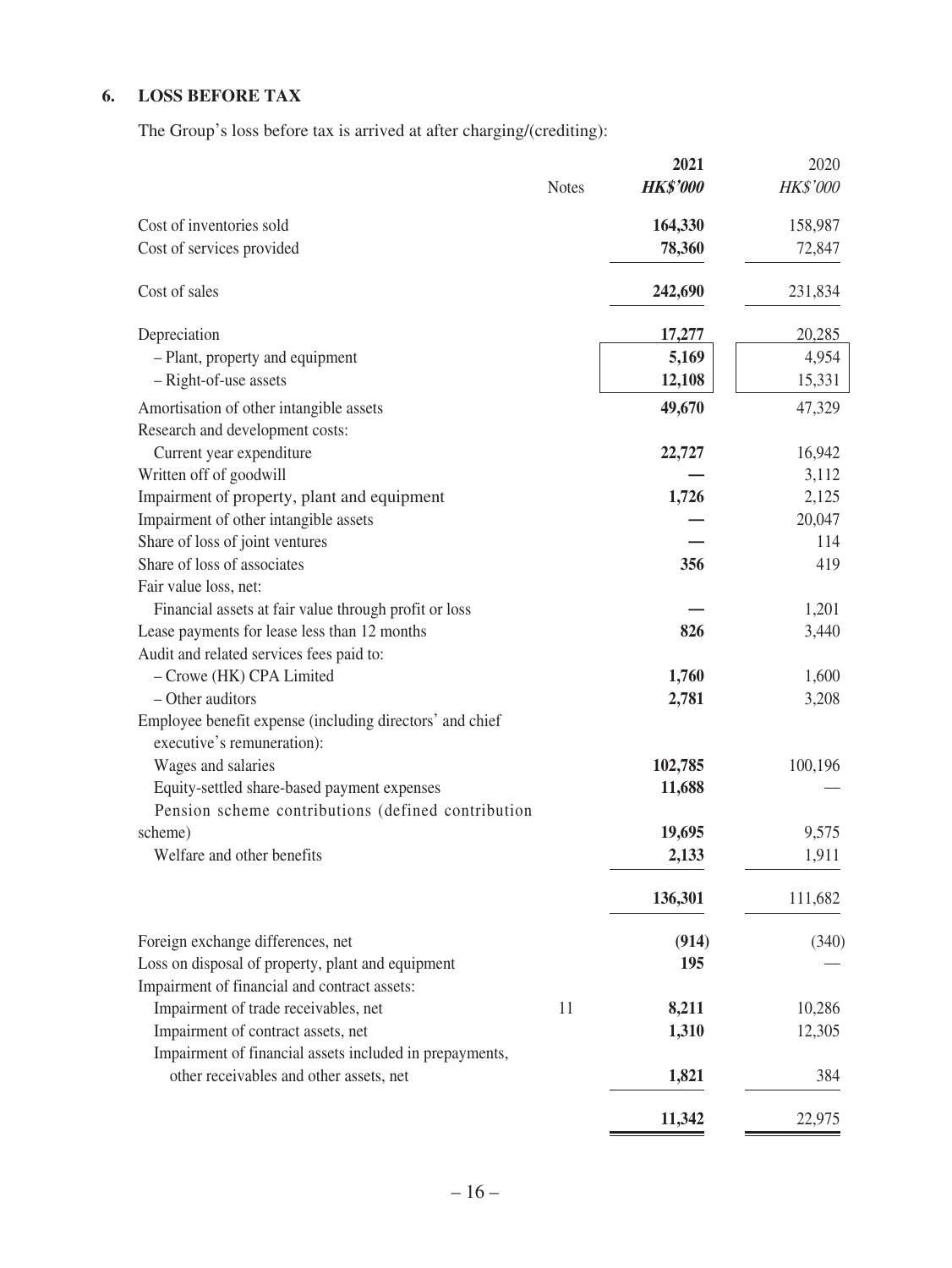## 6. LOSS BEFORE TAX

The Group's loss before tax is arrived at after charging/(crediting):

| | Notes | 2021 | 2020 |
|---|---|---|---|
| | | ***HK$'000*** | *HK$'000* |
| Cost of inventories sold | | **164,330** | 158,987 |
| Cost of services provided | | **78,360** | 72,847 |
| Cost of sales | | **242,690** | 231,834 |
| Depreciation | | **17,277** | 20,285 |
| – Plant, property and equipment | | **5,169** | 4,954 |
| – Right-of-use assets | | **12,108** | 15,331 |
| Amortisation of other intangible assets | | **49,670** | 47,329 |
| Research and development costs: | | | |
| Current year expenditure | | **22,727** | 16,942 |
| Written off of goodwill | | **—** | 3,112 |
| Impairment of property, plant and equipment | | **1,726** | 2,125 |
| Impairment of other intangible assets | | **—** | 20,047 |
| Share of loss of joint ventures | | **—** | 114 |
| Share of loss of associates | | **356** | 419 |
| Fair value loss, net: | | | |
| Financial assets at fair value through profit or loss | | **—** | 1,201 |
| Lease payments for lease less than 12 months | | **826** | 3,440 |
| Audit and related services fees paid to: | | | |
| – Crowe (HK) CPA Limited | | **1,760** | 1,600 |
| – Other auditors | | **2,781** | 3,208 |
| Employee benefit expense (including directors' and chief executive's remuneration): | | | |
| Wages and salaries | | **102,785** | 100,196 |
| Equity-settled share-based payment expenses | | **11,688** | — |
| Pension scheme contributions (defined contribution scheme) | | **19,695** | 9,575 |
| Welfare and other benefits | | **2,133** | 1,911 |
| | | **136,301** | 111,682 |
| Foreign exchange differences, net | | **(914)** | (340) |
| Loss on disposal of property, plant and equipment | | **195** | — |
| Impairment of financial and contract assets: | | | |
| Impairment of trade receivables, net | 11 | **8,211** | 10,286 |
| Impairment of contract assets, net | | **1,310** | 12,305 |
| Impairment of financial assets included in prepayments, other receivables and other assets, net | | **1,821** | 384 |
| | | **11,342** | 22,975 |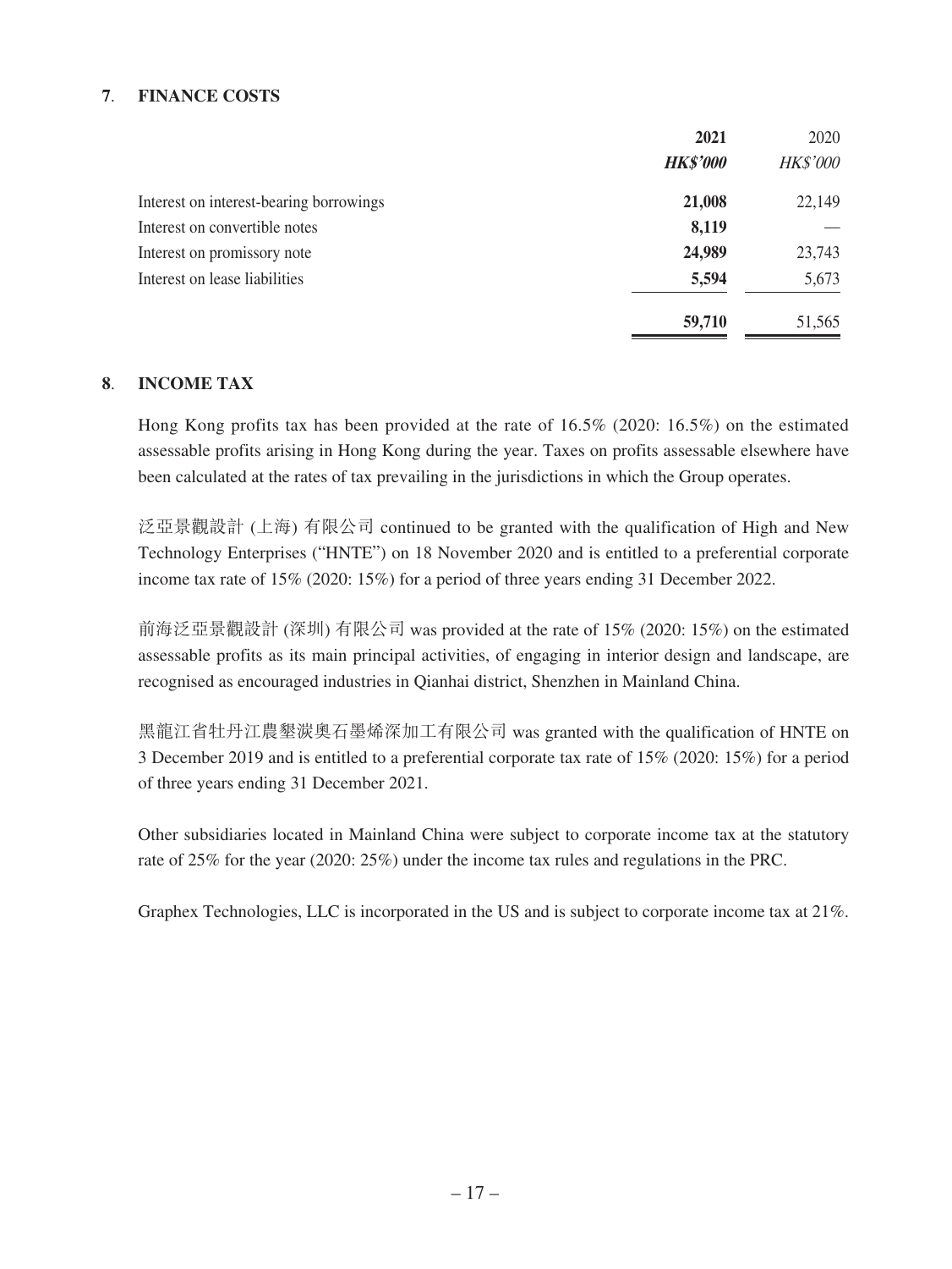## 7. FINANCE COSTS

| | 2021 | 2020 |
|---|---|---|
| | ***HK$'000*** | *HK$'000* |
| Interest on interest-bearing borrowings | **21,008** | 22,149 |
| Interest on convertible notes | **8,119** | — |
| Interest on promissory note | **24,989** | 23,743 |
| Interest on lease liabilities | **5,594** | 5,673 |
| | **59,710** | 51,565 |

## 8. INCOME TAX

Hong Kong profits tax has been provided at the rate of 16.5% (2020: 16.5%) on the estimated assessable profits arising in Hong Kong during the year. Taxes on profits assessable elsewhere have been calculated at the rates of tax prevailing in the jurisdictions in which the Group operates.

泛亞景觀設計 (上海) 有限公司 continued to be granted with the qualification of High and New Technology Enterprises ("HNTE") on 18 November 2020 and is entitled to a preferential corporate income tax rate of 15% (2020: 15%) for a period of three years ending 31 December 2022.

前海泛亞景觀設計 (深圳) 有限公司 was provided at the rate of 15% (2020: 15%) on the estimated assessable profits as its main principal activities, of engaging in interior design and landscape, are recognised as encouraged industries in Qianhai district, Shenzhen in Mainland China.

黑龍江省牡丹江農墾潞奧石墨烯深加工有限公司 was granted with the qualification of HNTE on 3 December 2019 and is entitled to a preferential corporate tax rate of 15% (2020: 15%) for a period of three years ending 31 December 2021.

Other subsidiaries located in Mainland China were subject to corporate income tax at the statutory rate of 25% for the year (2020: 25%) under the income tax rules and regulations in the PRC.

Graphex Technologies, LLC is incorporated in the US and is subject to corporate income tax at 21%.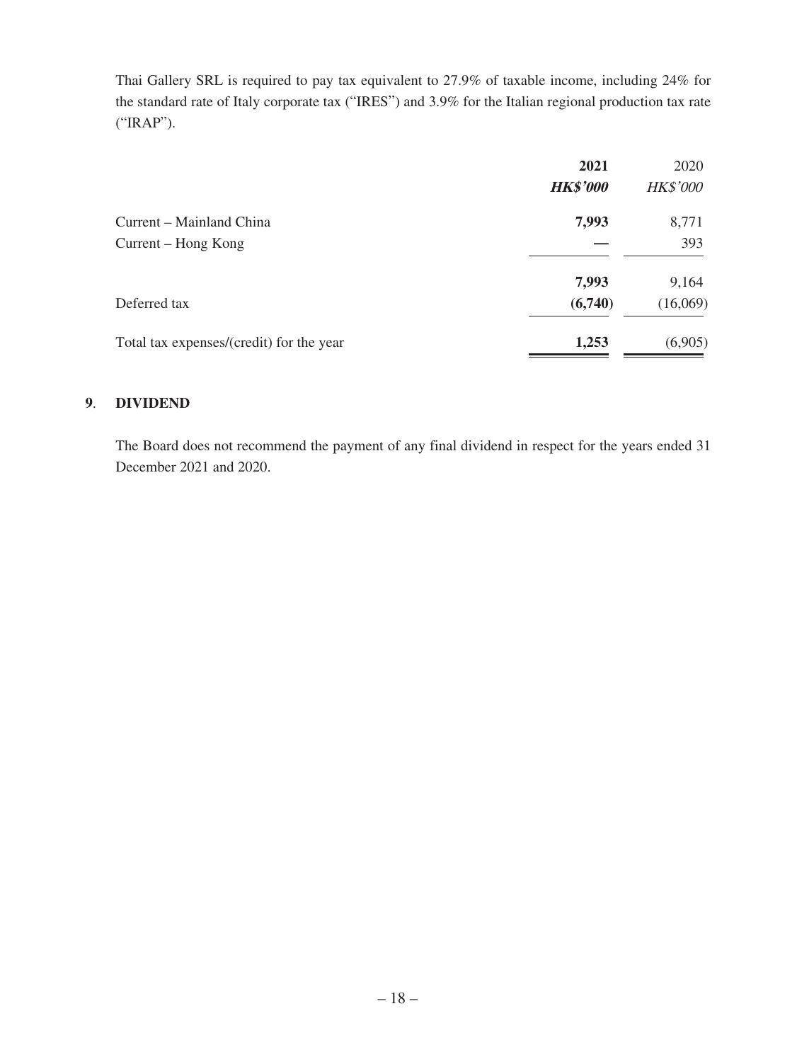Thai Gallery SRL is required to pay tax equivalent to 27.9% of taxable income, including 24% for the standard rate of Italy corporate tax ("IRES") and 3.9% for the Italian regional production tax rate ("IRAP").

| | **2021** | 2020 |
|---|---|---|
| | ***HK$'000*** | *HK$'000* |
| Current – Mainland China | **7,993** | 8,771 |
| Current – Hong Kong | **—** | 393 |
| | **7,993** | 9,164 |
| Deferred tax | **(6,740)** | (16,069) |
| Total tax expenses/(credit) for the year | **1,253** | (6,905) |

## 9. DIVIDEND

The Board does not recommend the payment of any final dividend in respect for the years ended 31 December 2021 and 2020.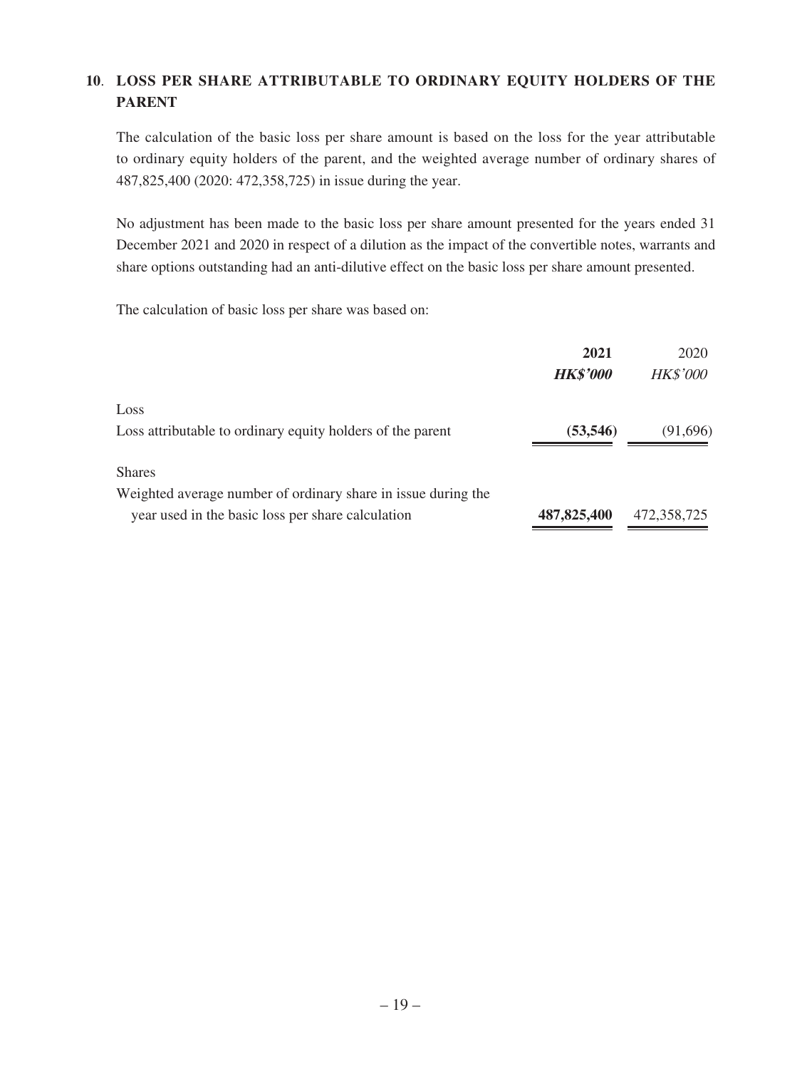## 10. LOSS PER SHARE ATTRIBUTABLE TO ORDINARY EQUITY HOLDERS OF THE PARENT

The calculation of the basic loss per share amount is based on the loss for the year attributable to ordinary equity holders of the parent, and the weighted average number of ordinary shares of 487,825,400 (2020: 472,358,725) in issue during the year.

No adjustment has been made to the basic loss per share amount presented for the years ended 31 December 2021 and 2020 in respect of a dilution as the impact of the convertible notes, warrants and share options outstanding had an anti-dilutive effect on the basic loss per share amount presented.

The calculation of basic loss per share was based on:

| | **2021** | 2020 |
|---|---|---|
| | ***HK$'000*** | *HK$'000* |
| Loss | | |
| Loss attributable to ordinary equity holders of the parent | **(53,546)** | (91,696) |
| Shares | | |
| Weighted average number of ordinary share in issue during the year used in the basic loss per share calculation | **487,825,400** | 472,358,725 |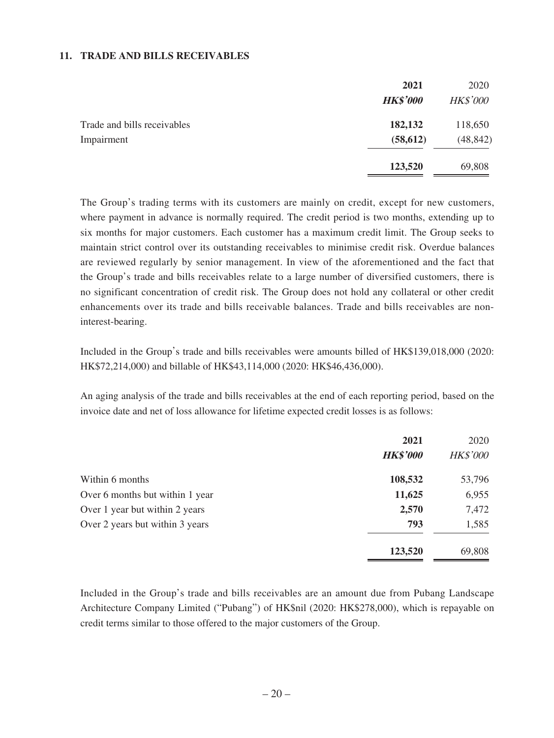## 11. TRADE AND BILLS RECEIVABLES

| | 2021 | 2020 |
|---|---|---|
| | ***HK$'000*** | *HK$'000* |
| Trade and bills receivables | **182,132** | 118,650 |
| Impairment | **(58,612)** | (48,842) |
| | **123,520** | 69,808 |

The Group's trading terms with its customers are mainly on credit, except for new customers, where payment in advance is normally required. The credit period is two months, extending up to six months for major customers. Each customer has a maximum credit limit. The Group seeks to maintain strict control over its outstanding receivables to minimise credit risk. Overdue balances are reviewed regularly by senior management. In view of the aforementioned and the fact that the Group's trade and bills receivables relate to a large number of diversified customers, there is no significant concentration of credit risk. The Group does not hold any collateral or other credit enhancements over its trade and bills receivable balances. Trade and bills receivables are non-interest-bearing.

Included in the Group's trade and bills receivables were amounts billed of HK$139,018,000 (2020: HK$72,214,000) and billable of HK$43,114,000 (2020: HK$46,436,000).

An aging analysis of the trade and bills receivables at the end of each reporting period, based on the invoice date and net of loss allowance for lifetime expected credit losses is as follows:

| | 2021 | 2020 |
|---|---|---|
| | ***HK$'000*** | *HK$'000* |
| Within 6 months | **108,532** | 53,796 |
| Over 6 months but within 1 year | **11,625** | 6,955 |
| Over 1 year but within 2 years | **2,570** | 7,472 |
| Over 2 years but within 3 years | **793** | 1,585 |
| | **123,520** | 69,808 |

Included in the Group's trade and bills receivables are an amount due from Pubang Landscape Architecture Company Limited ("Pubang") of HK$nil (2020: HK$278,000), which is repayable on credit terms similar to those offered to the major customers of the Group.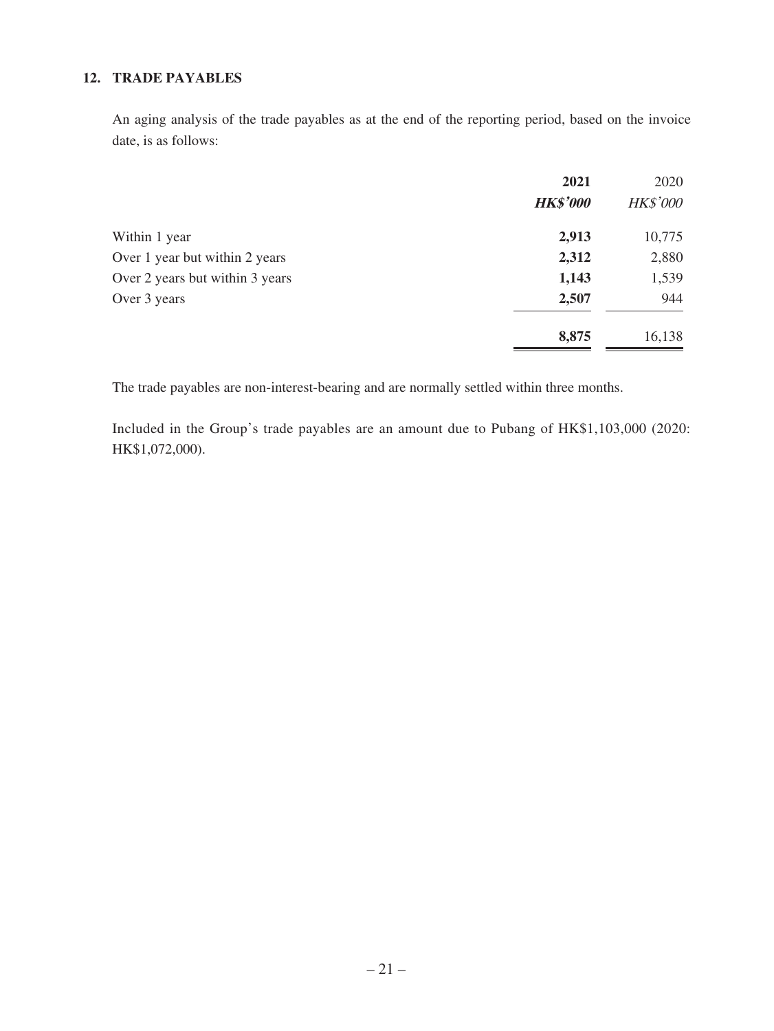## 12. TRADE PAYABLES

An aging analysis of the trade payables as at the end of the reporting period, based on the invoice date, is as follows:

| | **2021** | 2020 |
|---|---|---|
| | ***HK$'000*** | *HK$'000* |
| Within 1 year | **2,913** | 10,775 |
| Over 1 year but within 2 years | **2,312** | 2,880 |
| Over 2 years but within 3 years | **1,143** | 1,539 |
| Over 3 years | **2,507** | 944 |
| | **8,875** | 16,138 |

The trade payables are non-interest-bearing and are normally settled within three months.

Included in the Group's trade payables are an amount due to Pubang of HK$1,103,000 (2020: HK$1,072,000).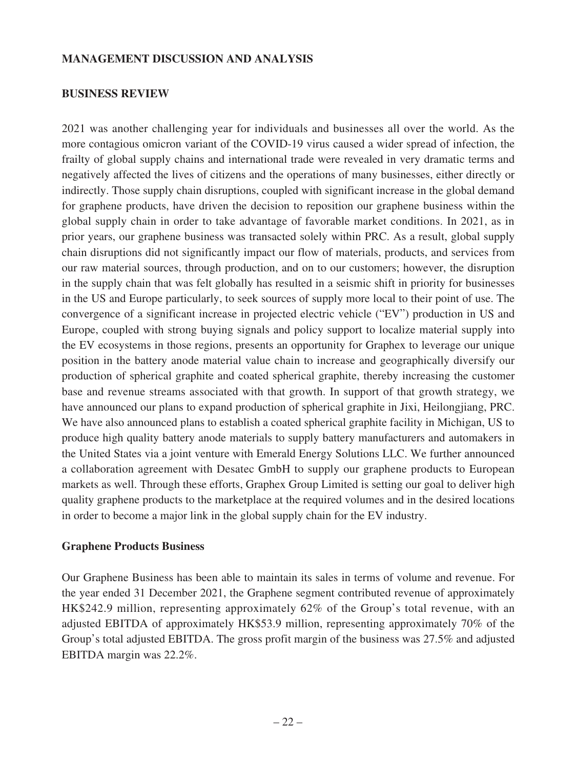## MANAGEMENT DISCUSSION AND ANALYSIS

### BUSINESS REVIEW

2021 was another challenging year for individuals and businesses all over the world. As the more contagious omicron variant of the COVID-19 virus caused a wider spread of infection, the frailty of global supply chains and international trade were revealed in very dramatic terms and negatively affected the lives of citizens and the operations of many businesses, either directly or indirectly. Those supply chain disruptions, coupled with significant increase in the global demand for graphene products, have driven the decision to reposition our graphene business within the global supply chain in order to take advantage of favorable market conditions. In 2021, as in prior years, our graphene business was transacted solely within PRC. As a result, global supply chain disruptions did not significantly impact our flow of materials, products, and services from our raw material sources, through production, and on to our customers; however, the disruption in the supply chain that was felt globally has resulted in a seismic shift in priority for businesses in the US and Europe particularly, to seek sources of supply more local to their point of use. The convergence of a significant increase in projected electric vehicle ("EV") production in US and Europe, coupled with strong buying signals and policy support to localize material supply into the EV ecosystems in those regions, presents an opportunity for Graphex to leverage our unique position in the battery anode material value chain to increase and geographically diversify our production of spherical graphite and coated spherical graphite, thereby increasing the customer base and revenue streams associated with that growth. In support of that growth strategy, we have announced our plans to expand production of spherical graphite in Jixi, Heilongjiang, PRC. We have also announced plans to establish a coated spherical graphite facility in Michigan, US to produce high quality battery anode materials to supply battery manufacturers and automakers in the United States via a joint venture with Emerald Energy Solutions LLC. We further announced a collaboration agreement with Desatec GmbH to supply our graphene products to European markets as well. Through these efforts, Graphex Group Limited is setting our goal to deliver high quality graphene products to the marketplace at the required volumes and in the desired locations in order to become a major link in the global supply chain for the EV industry.

### Graphene Products Business

Our Graphene Business has been able to maintain its sales in terms of volume and revenue. For the year ended 31 December 2021, the Graphene segment contributed revenue of approximately HK$242.9 million, representing approximately 62% of the Group's total revenue, with an adjusted EBITDA of approximately HK$53.9 million, representing approximately 70% of the Group's total adjusted EBITDA. The gross profit margin of the business was 27.5% and adjusted EBITDA margin was 22.2%.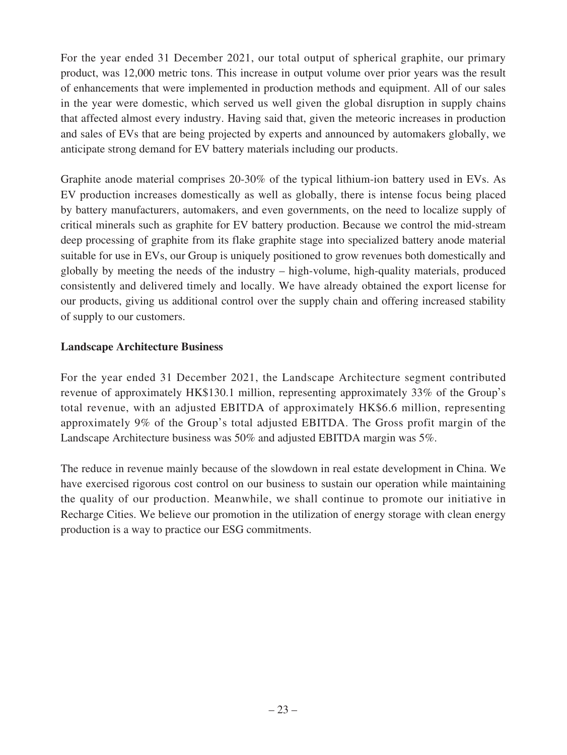For the year ended 31 December 2021, our total output of spherical graphite, our primary product, was 12,000 metric tons. This increase in output volume over prior years was the result of enhancements that were implemented in production methods and equipment. All of our sales in the year were domestic, which served us well given the global disruption in supply chains that affected almost every industry. Having said that, given the meteoric increases in production and sales of EVs that are being projected by experts and announced by automakers globally, we anticipate strong demand for EV battery materials including our products.

Graphite anode material comprises 20-30% of the typical lithium-ion battery used in EVs. As EV production increases domestically as well as globally, there is intense focus being placed by battery manufacturers, automakers, and even governments, on the need to localize supply of critical minerals such as graphite for EV battery production. Because we control the mid-stream deep processing of graphite from its flake graphite stage into specialized battery anode material suitable for use in EVs, our Group is uniquely positioned to grow revenues both domestically and globally by meeting the needs of the industry – high-volume, high-quality materials, produced consistently and delivered timely and locally. We have already obtained the export license for our products, giving us additional control over the supply chain and offering increased stability of supply to our customers.

**Landscape Architecture Business**

For the year ended 31 December 2021, the Landscape Architecture segment contributed revenue of approximately HK$130.1 million, representing approximately 33% of the Group's total revenue, with an adjusted EBITDA of approximately HK$6.6 million, representing approximately 9% of the Group's total adjusted EBITDA. The Gross profit margin of the Landscape Architecture business was 50% and adjusted EBITDA margin was 5%.

The reduce in revenue mainly because of the slowdown in real estate development in China. We have exercised rigorous cost control on our business to sustain our operation while maintaining the quality of our production. Meanwhile, we shall continue to promote our initiative in Recharge Cities. We believe our promotion in the utilization of energy storage with clean energy production is a way to practice our ESG commitments.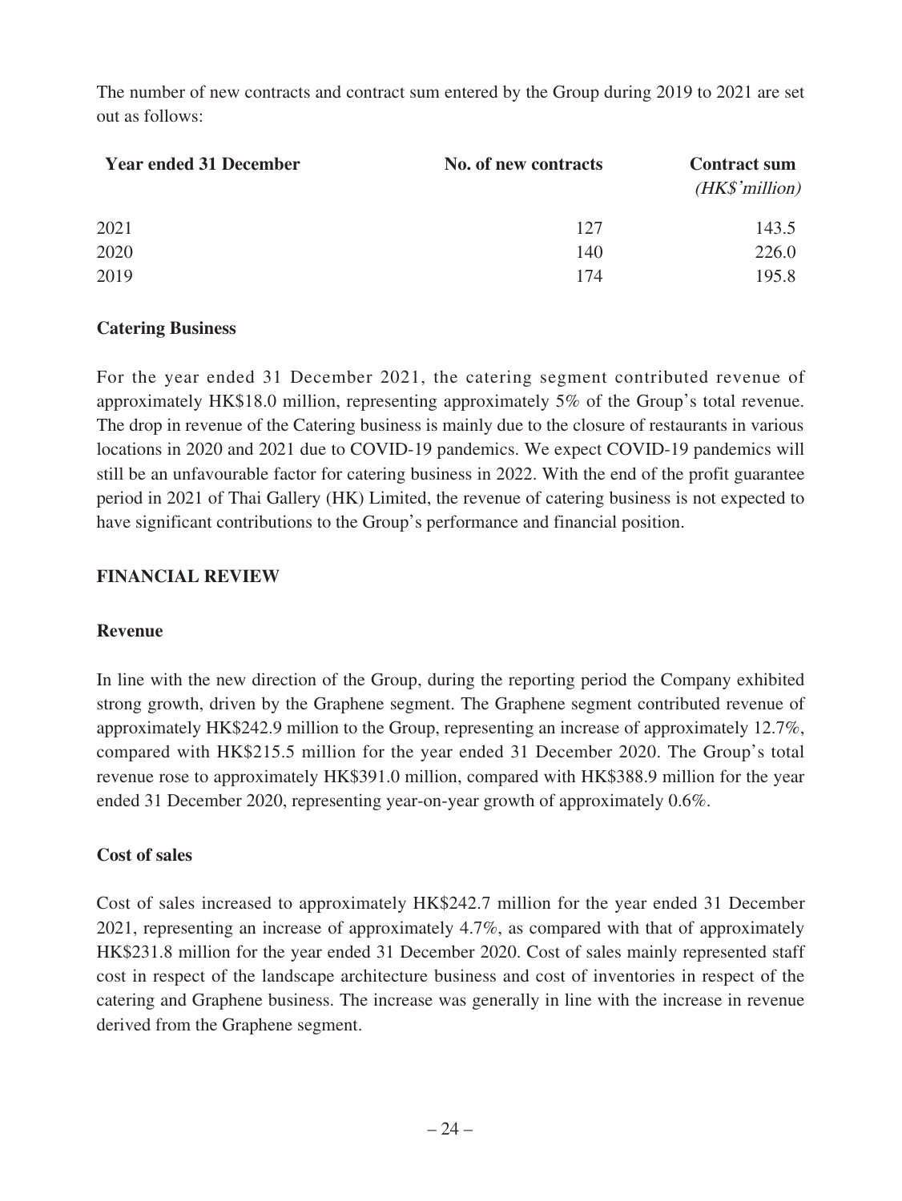The number of new contracts and contract sum entered by the Group during 2019 to 2021 are set out as follows:

| Year ended 31 December | No. of new contracts | Contract sum *(HK$'million)* |
|---|---|---|
| 2021 | 127 | 143.5 |
| 2020 | 140 | 226.0 |
| 2019 | 174 | 195.8 |

**Catering Business**

For the year ended 31 December 2021, the catering segment contributed revenue of approximately HK$18.0 million, representing approximately 5% of the Group's total revenue. The drop in revenue of the Catering business is mainly due to the closure of restaurants in various locations in 2020 and 2021 due to COVID-19 pandemics. We expect COVID-19 pandemics will still be an unfavourable factor for catering business in 2022. With the end of the profit guarantee period in 2021 of Thai Gallery (HK) Limited, the revenue of catering business is not expected to have significant contributions to the Group's performance and financial position.

## FINANCIAL REVIEW

**Revenue**

In line with the new direction of the Group, during the reporting period the Company exhibited strong growth, driven by the Graphene segment. The Graphene segment contributed revenue of approximately HK$242.9 million to the Group, representing an increase of approximately 12.7%, compared with HK$215.5 million for the year ended 31 December 2020. The Group's total revenue rose to approximately HK$391.0 million, compared with HK$388.9 million for the year ended 31 December 2020, representing year-on-year growth of approximately 0.6%.

**Cost of sales**

Cost of sales increased to approximately HK$242.7 million for the year ended 31 December 2021, representing an increase of approximately 4.7%, as compared with that of approximately HK$231.8 million for the year ended 31 December 2020. Cost of sales mainly represented staff cost in respect of the landscape architecture business and cost of inventories in respect of the catering and Graphene business. The increase was generally in line with the increase in revenue derived from the Graphene segment.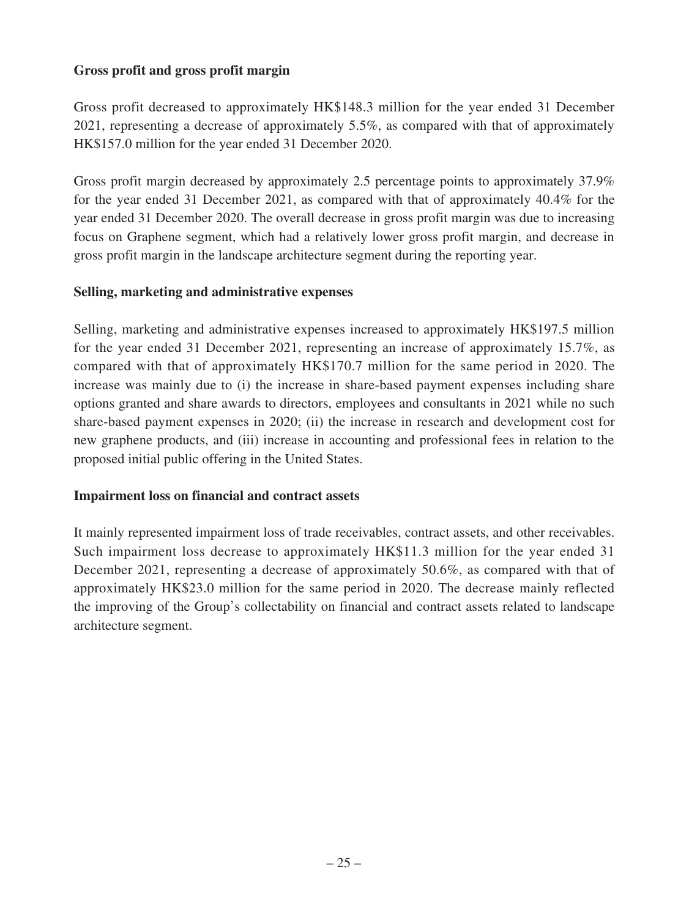**Gross profit and gross profit margin**

Gross profit decreased to approximately HK$148.3 million for the year ended 31 December 2021, representing a decrease of approximately 5.5%, as compared with that of approximately HK$157.0 million for the year ended 31 December 2020.

Gross profit margin decreased by approximately 2.5 percentage points to approximately 37.9% for the year ended 31 December 2021, as compared with that of approximately 40.4% for the year ended 31 December 2020. The overall decrease in gross profit margin was due to increasing focus on Graphene segment, which had a relatively lower gross profit margin, and decrease in gross profit margin in the landscape architecture segment during the reporting year.

**Selling, marketing and administrative expenses**

Selling, marketing and administrative expenses increased to approximately HK$197.5 million for the year ended 31 December 2021, representing an increase of approximately 15.7%, as compared with that of approximately HK$170.7 million for the same period in 2020. The increase was mainly due to (i) the increase in share-based payment expenses including share options granted and share awards to directors, employees and consultants in 2021 while no such share-based payment expenses in 2020; (ii) the increase in research and development cost for new graphene products, and (iii) increase in accounting and professional fees in relation to the proposed initial public offering in the United States.

**Impairment loss on financial and contract assets**

It mainly represented impairment loss of trade receivables, contract assets, and other receivables. Such impairment loss decrease to approximately HK$11.3 million for the year ended 31 December 2021, representing a decrease of approximately 50.6%, as compared with that of approximately HK$23.0 million for the same period in 2020. The decrease mainly reflected the improving of the Group's collectability on financial and contract assets related to landscape architecture segment.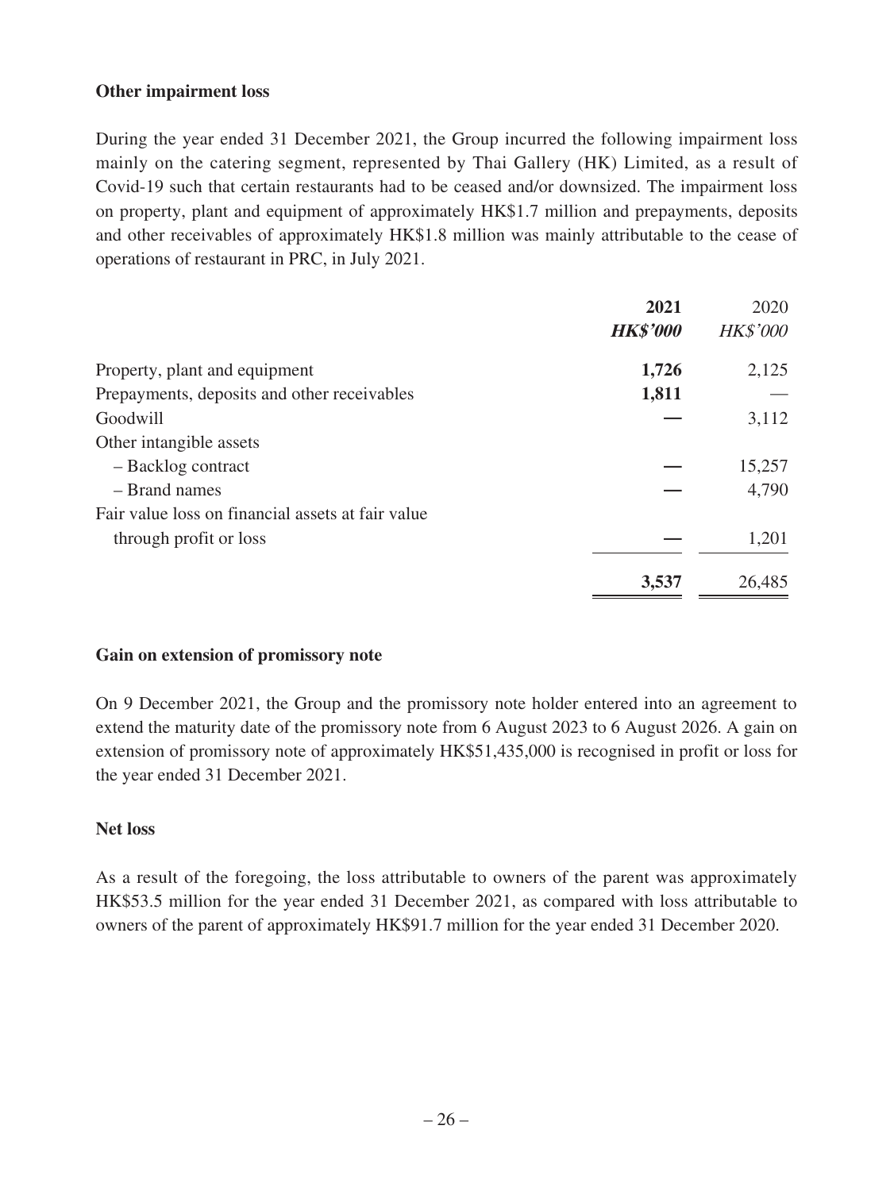**Other impairment loss**

During the year ended 31 December 2021, the Group incurred the following impairment loss mainly on the catering segment, represented by Thai Gallery (HK) Limited, as a result of Covid-19 such that certain restaurants had to be ceased and/or downsized. The impairment loss on property, plant and equipment of approximately HK$1.7 million and prepayments, deposits and other receivables of approximately HK$1.8 million was mainly attributable to the cease of operations of restaurant in PRC, in July 2021.

| | **2021** | 2020 |
|---|---|---|
| | ***HK$'000*** | *HK$'000* |
| Property, plant and equipment | **1,726** | 2,125 |
| Prepayments, deposits and other receivables | **1,811** | — |
| Goodwill | **—** | 3,112 |
| Other intangible assets | | |
| – Backlog contract | **—** | 15,257 |
| – Brand names | **—** | 4,790 |
| Fair value loss on financial assets at fair value through profit or loss | **—** | 1,201 |
| | **3,537** | 26,485 |

**Gain on extension of promissory note**

On 9 December 2021, the Group and the promissory note holder entered into an agreement to extend the maturity date of the promissory note from 6 August 2023 to 6 August 2026. A gain on extension of promissory note of approximately HK$51,435,000 is recognised in profit or loss for the year ended 31 December 2021.

**Net loss**

As a result of the foregoing, the loss attributable to owners of the parent was approximately HK$53.5 million for the year ended 31 December 2021, as compared with loss attributable to owners of the parent of approximately HK$91.7 million for the year ended 31 December 2020.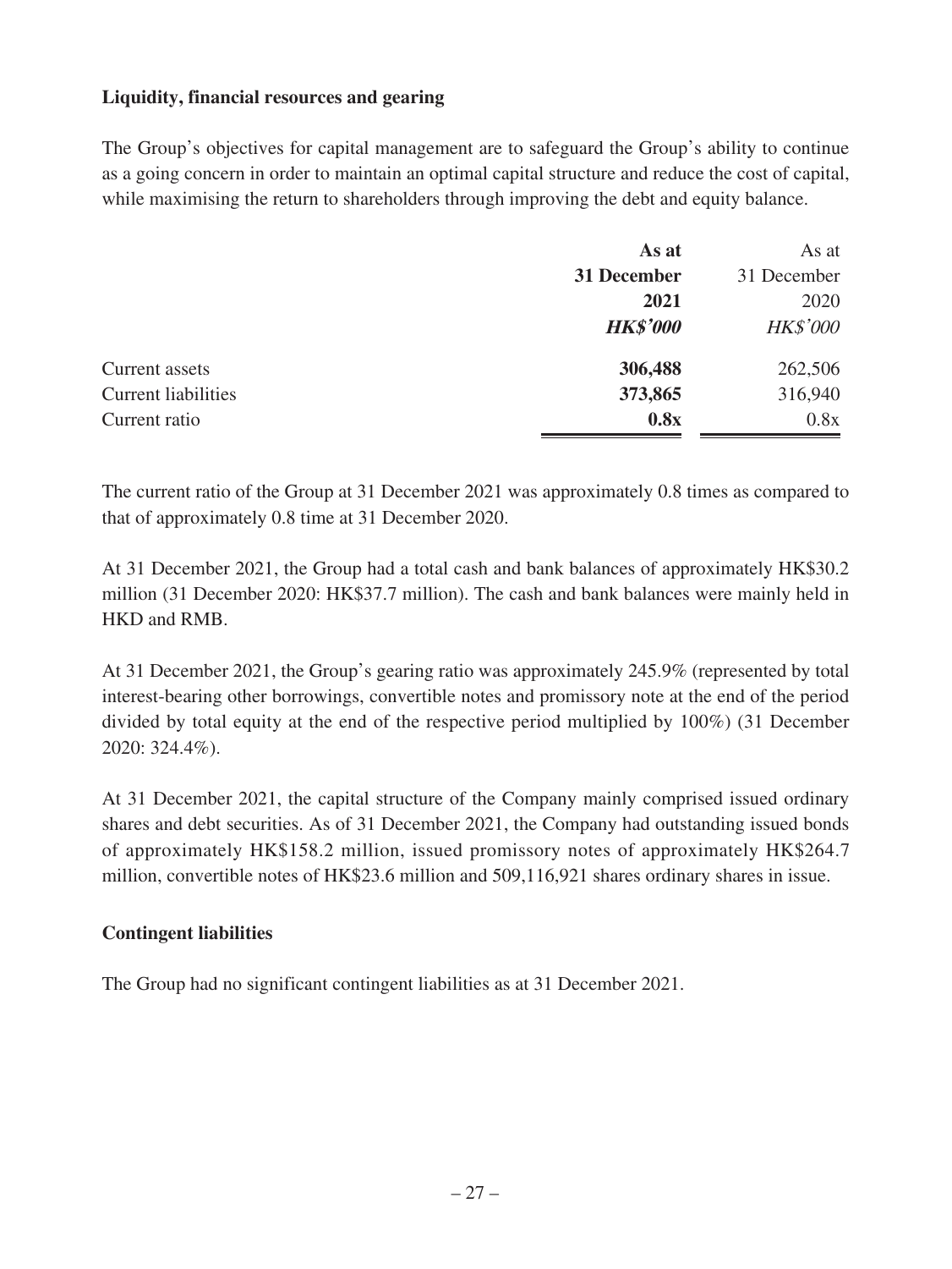**Liquidity, financial resources and gearing**

The Group's objectives for capital management are to safeguard the Group's ability to continue as a going concern in order to maintain an optimal capital structure and reduce the cost of capital, while maximising the return to shareholders through improving the debt and equity balance.

| | **As at 31 December 2021** | As at 31 December 2020 |
|---|---|---|
| | ***HK$'000*** | *HK$'000* |
| Current assets | **306,488** | 262,506 |
| Current liabilities | **373,865** | 316,940 |
| Current ratio | **0.8x** | 0.8x |

The current ratio of the Group at 31 December 2021 was approximately 0.8 times as compared to that of approximately 0.8 time at 31 December 2020.

At 31 December 2021, the Group had a total cash and bank balances of approximately HK$30.2 million (31 December 2020: HK$37.7 million). The cash and bank balances were mainly held in HKD and RMB.

At 31 December 2021, the Group's gearing ratio was approximately 245.9% (represented by total interest-bearing other borrowings, convertible notes and promissory note at the end of the period divided by total equity at the end of the respective period multiplied by 100%) (31 December 2020: 324.4%).

At 31 December 2021, the capital structure of the Company mainly comprised issued ordinary shares and debt securities. As of 31 December 2021, the Company had outstanding issued bonds of approximately HK$158.2 million, issued promissory notes of approximately HK$264.7 million, convertible notes of HK$23.6 million and 509,116,921 shares ordinary shares in issue.

**Contingent liabilities**

The Group had no significant contingent liabilities as at 31 December 2021.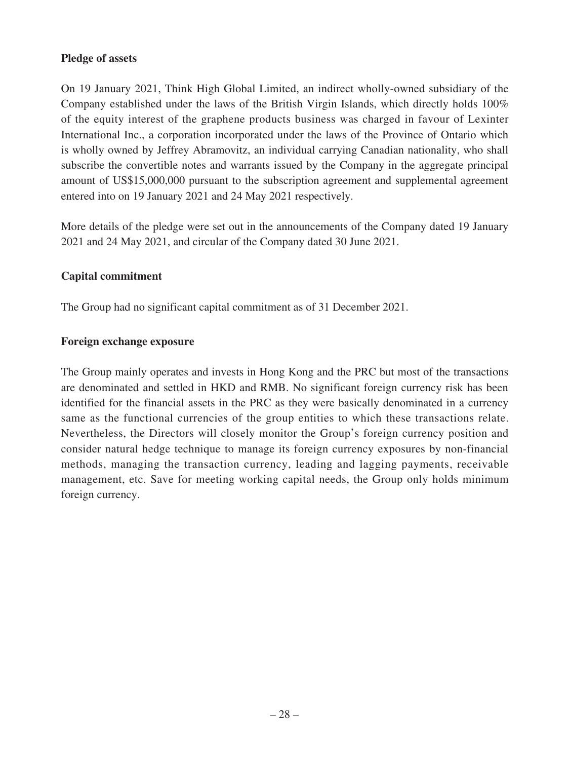**Pledge of assets**

On 19 January 2021, Think High Global Limited, an indirect wholly-owned subsidiary of the Company established under the laws of the British Virgin Islands, which directly holds 100% of the equity interest of the graphene products business was charged in favour of Lexinter International Inc., a corporation incorporated under the laws of the Province of Ontario which is wholly owned by Jeffrey Abramovitz, an individual carrying Canadian nationality, who shall subscribe the convertible notes and warrants issued by the Company in the aggregate principal amount of US$15,000,000 pursuant to the subscription agreement and supplemental agreement entered into on 19 January 2021 and 24 May 2021 respectively.

More details of the pledge were set out in the announcements of the Company dated 19 January 2021 and 24 May 2021, and circular of the Company dated 30 June 2021.

**Capital commitment**

The Group had no significant capital commitment as of 31 December 2021.

**Foreign exchange exposure**

The Group mainly operates and invests in Hong Kong and the PRC but most of the transactions are denominated and settled in HKD and RMB. No significant foreign currency risk has been identified for the financial assets in the PRC as they were basically denominated in a currency same as the functional currencies of the group entities to which these transactions relate. Nevertheless, the Directors will closely monitor the Group's foreign currency position and consider natural hedge technique to manage its foreign currency exposures by non-financial methods, managing the transaction currency, leading and lagging payments, receivable management, etc. Save for meeting working capital needs, the Group only holds minimum foreign currency.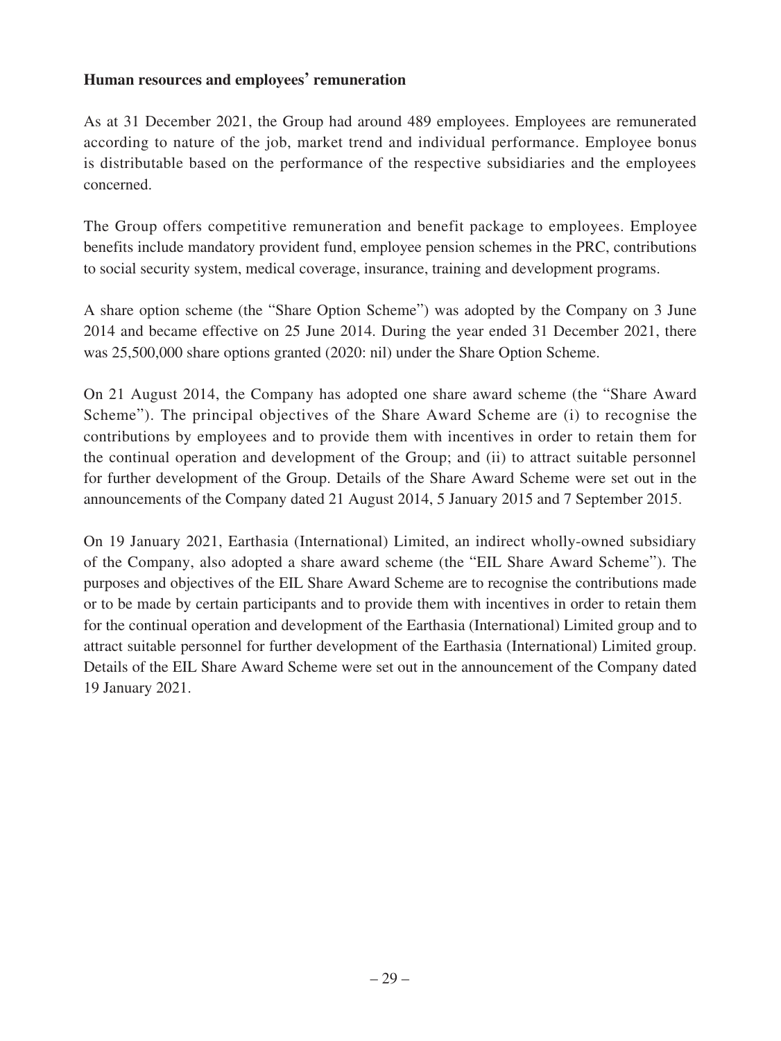**Human resources and employees' remuneration**

As at 31 December 2021, the Group had around 489 employees. Employees are remunerated according to nature of the job, market trend and individual performance. Employee bonus is distributable based on the performance of the respective subsidiaries and the employees concerned.

The Group offers competitive remuneration and benefit package to employees. Employee benefits include mandatory provident fund, employee pension schemes in the PRC, contributions to social security system, medical coverage, insurance, training and development programs.

A share option scheme (the "Share Option Scheme") was adopted by the Company on 3 June 2014 and became effective on 25 June 2014. During the year ended 31 December 2021, there was 25,500,000 share options granted (2020: nil) under the Share Option Scheme.

On 21 August 2014, the Company has adopted one share award scheme (the "Share Award Scheme"). The principal objectives of the Share Award Scheme are (i) to recognise the contributions by employees and to provide them with incentives in order to retain them for the continual operation and development of the Group; and (ii) to attract suitable personnel for further development of the Group. Details of the Share Award Scheme were set out in the announcements of the Company dated 21 August 2014, 5 January 2015 and 7 September 2015.

On 19 January 2021, Earthasia (International) Limited, an indirect wholly-owned subsidiary of the Company, also adopted a share award scheme (the "EIL Share Award Scheme"). The purposes and objectives of the EIL Share Award Scheme are to recognise the contributions made or to be made by certain participants and to provide them with incentives in order to retain them for the continual operation and development of the Earthasia (International) Limited group and to attract suitable personnel for further development of the Earthasia (International) Limited group. Details of the EIL Share Award Scheme were set out in the announcement of the Company dated 19 January 2021.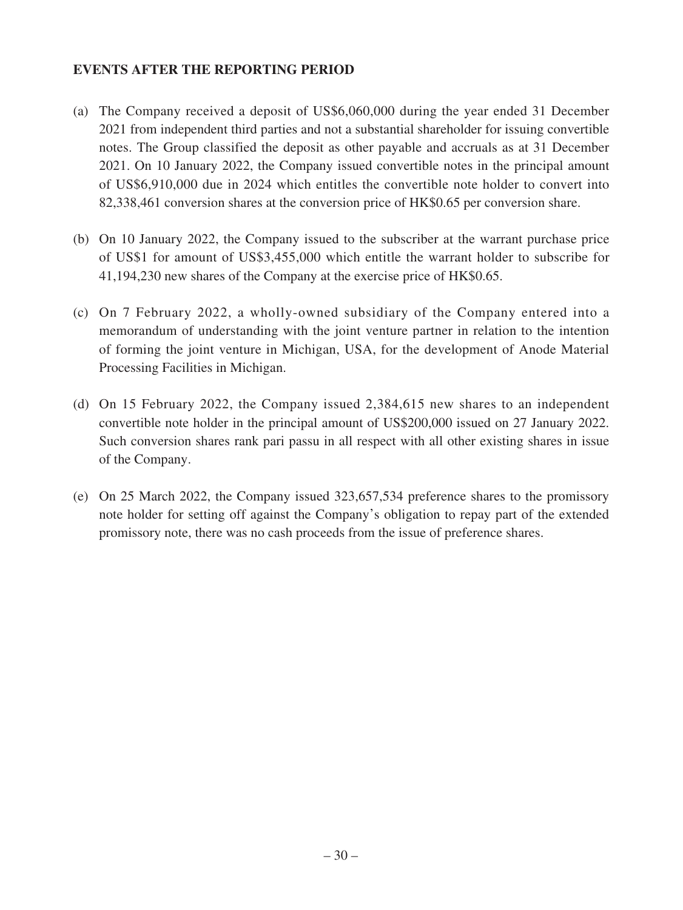## EVENTS AFTER THE REPORTING PERIOD

(a) The Company received a deposit of US$6,060,000 during the year ended 31 December 2021 from independent third parties and not a substantial shareholder for issuing convertible notes. The Group classified the deposit as other payable and accruals as at 31 December 2021. On 10 January 2022, the Company issued convertible notes in the principal amount of US$6,910,000 due in 2024 which entitles the convertible note holder to convert into 82,338,461 conversion shares at the conversion price of HK$0.65 per conversion share.

(b) On 10 January 2022, the Company issued to the subscriber at the warrant purchase price of US$1 for amount of US$3,455,000 which entitle the warrant holder to subscribe for 41,194,230 new shares of the Company at the exercise price of HK$0.65.

(c) On 7 February 2022, a wholly-owned subsidiary of the Company entered into a memorandum of understanding with the joint venture partner in relation to the intention of forming the joint venture in Michigan, USA, for the development of Anode Material Processing Facilities in Michigan.

(d) On 15 February 2022, the Company issued 2,384,615 new shares to an independent convertible note holder in the principal amount of US$200,000 issued on 27 January 2022. Such conversion shares rank pari passu in all respect with all other existing shares in issue of the Company.

(e) On 25 March 2022, the Company issued 323,657,534 preference shares to the promissory note holder for setting off against the Company's obligation to repay part of the extended promissory note, there was no cash proceeds from the issue of preference shares.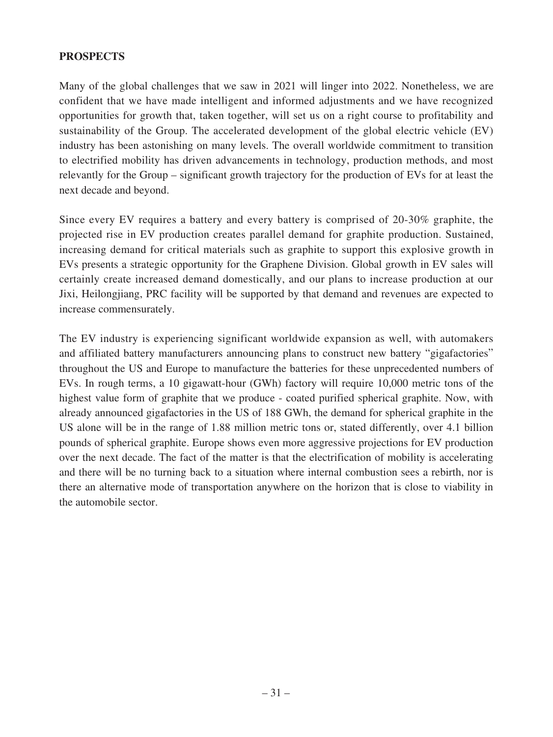**PROSPECTS**

Many of the global challenges that we saw in 2021 will linger into 2022. Nonetheless, we are confident that we have made intelligent and informed adjustments and we have recognized opportunities for growth that, taken together, will set us on a right course to profitability and sustainability of the Group. The accelerated development of the global electric vehicle (EV) industry has been astonishing on many levels. The overall worldwide commitment to transition to electrified mobility has driven advancements in technology, production methods, and most relevantly for the Group – significant growth trajectory for the production of EVs for at least the next decade and beyond.

Since every EV requires a battery and every battery is comprised of 20-30% graphite, the projected rise in EV production creates parallel demand for graphite production. Sustained, increasing demand for critical materials such as graphite to support this explosive growth in EVs presents a strategic opportunity for the Graphene Division. Global growth in EV sales will certainly create increased demand domestically, and our plans to increase production at our Jixi, Heilongjiang, PRC facility will be supported by that demand and revenues are expected to increase commensurately.

The EV industry is experiencing significant worldwide expansion as well, with automakers and affiliated battery manufacturers announcing plans to construct new battery "gigafactories" throughout the US and Europe to manufacture the batteries for these unprecedented numbers of EVs. In rough terms, a 10 gigawatt-hour (GWh) factory will require 10,000 metric tons of the highest value form of graphite that we produce - coated purified spherical graphite. Now, with already announced gigafactories in the US of 188 GWh, the demand for spherical graphite in the US alone will be in the range of 1.88 million metric tons or, stated differently, over 4.1 billion pounds of spherical graphite. Europe shows even more aggressive projections for EV production over the next decade. The fact of the matter is that the electrification of mobility is accelerating and there will be no turning back to a situation where internal combustion sees a rebirth, nor is there an alternative mode of transportation anywhere on the horizon that is close to viability in the automobile sector.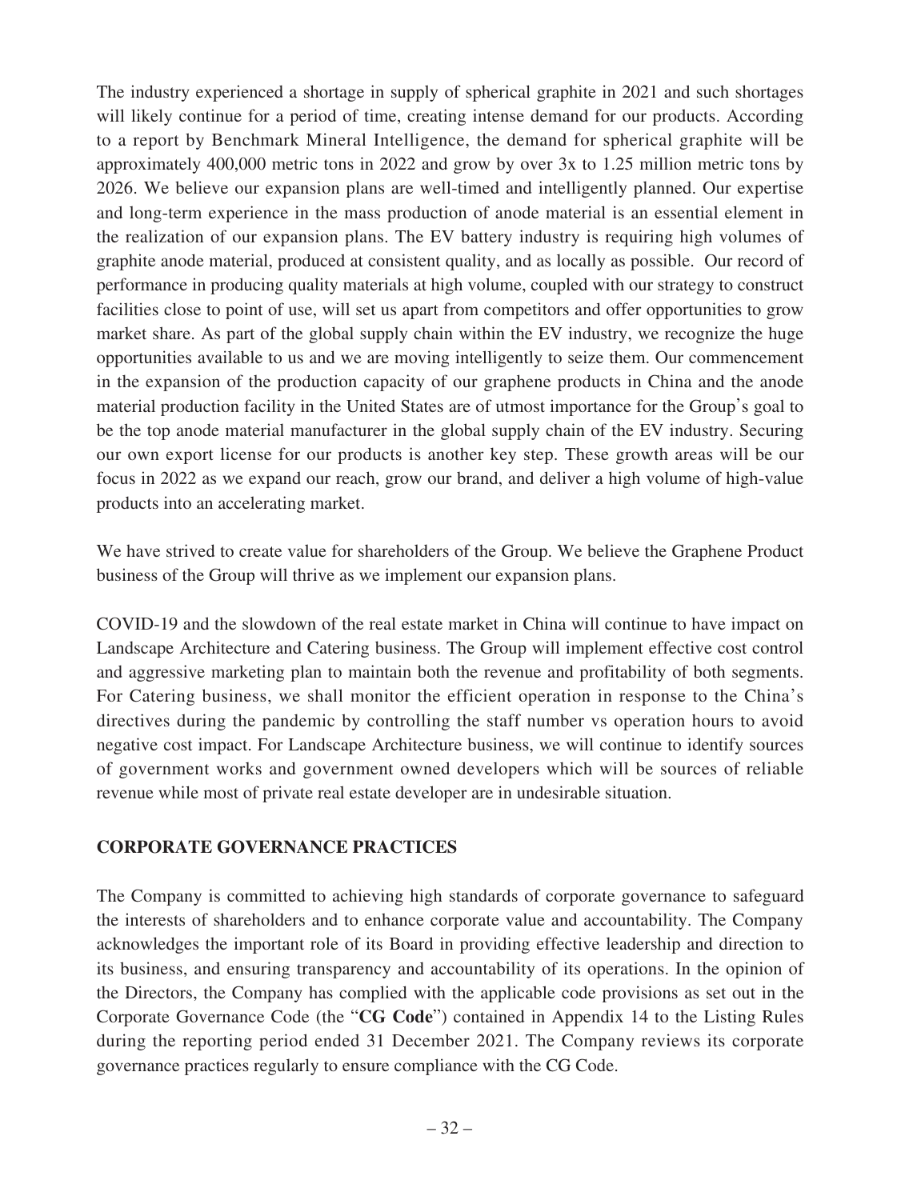The industry experienced a shortage in supply of spherical graphite in 2021 and such shortages will likely continue for a period of time, creating intense demand for our products. According to a report by Benchmark Mineral Intelligence, the demand for spherical graphite will be approximately 400,000 metric tons in 2022 and grow by over 3x to 1.25 million metric tons by 2026. We believe our expansion plans are well-timed and intelligently planned. Our expertise and long-term experience in the mass production of anode material is an essential element in the realization of our expansion plans. The EV battery industry is requiring high volumes of graphite anode material, produced at consistent quality, and as locally as possible. Our record of performance in producing quality materials at high volume, coupled with our strategy to construct facilities close to point of use, will set us apart from competitors and offer opportunities to grow market share. As part of the global supply chain within the EV industry, we recognize the huge opportunities available to us and we are moving intelligently to seize them. Our commencement in the expansion of the production capacity of our graphene products in China and the anode material production facility in the United States are of utmost importance for the Group's goal to be the top anode material manufacturer in the global supply chain of the EV industry. Securing our own export license for our products is another key step. These growth areas will be our focus in 2022 as we expand our reach, grow our brand, and deliver a high volume of high-value products into an accelerating market.

We have strived to create value for shareholders of the Group. We believe the Graphene Product business of the Group will thrive as we implement our expansion plans.

COVID-19 and the slowdown of the real estate market in China will continue to have impact on Landscape Architecture and Catering business. The Group will implement effective cost control and aggressive marketing plan to maintain both the revenue and profitability of both segments. For Catering business, we shall monitor the efficient operation in response to the China's directives during the pandemic by controlling the staff number vs operation hours to avoid negative cost impact. For Landscape Architecture business, we will continue to identify sources of government works and government owned developers which will be sources of reliable revenue while most of private real estate developer are in undesirable situation.

## CORPORATE GOVERNANCE PRACTICES

The Company is committed to achieving high standards of corporate governance to safeguard the interests of shareholders and to enhance corporate value and accountability. The Company acknowledges the important role of its Board in providing effective leadership and direction to its business, and ensuring transparency and accountability of its operations. In the opinion of the Directors, the Company has complied with the applicable code provisions as set out in the Corporate Governance Code (the "**CG Code**") contained in Appendix 14 to the Listing Rules during the reporting period ended 31 December 2021. The Company reviews its corporate governance practices regularly to ensure compliance with the CG Code.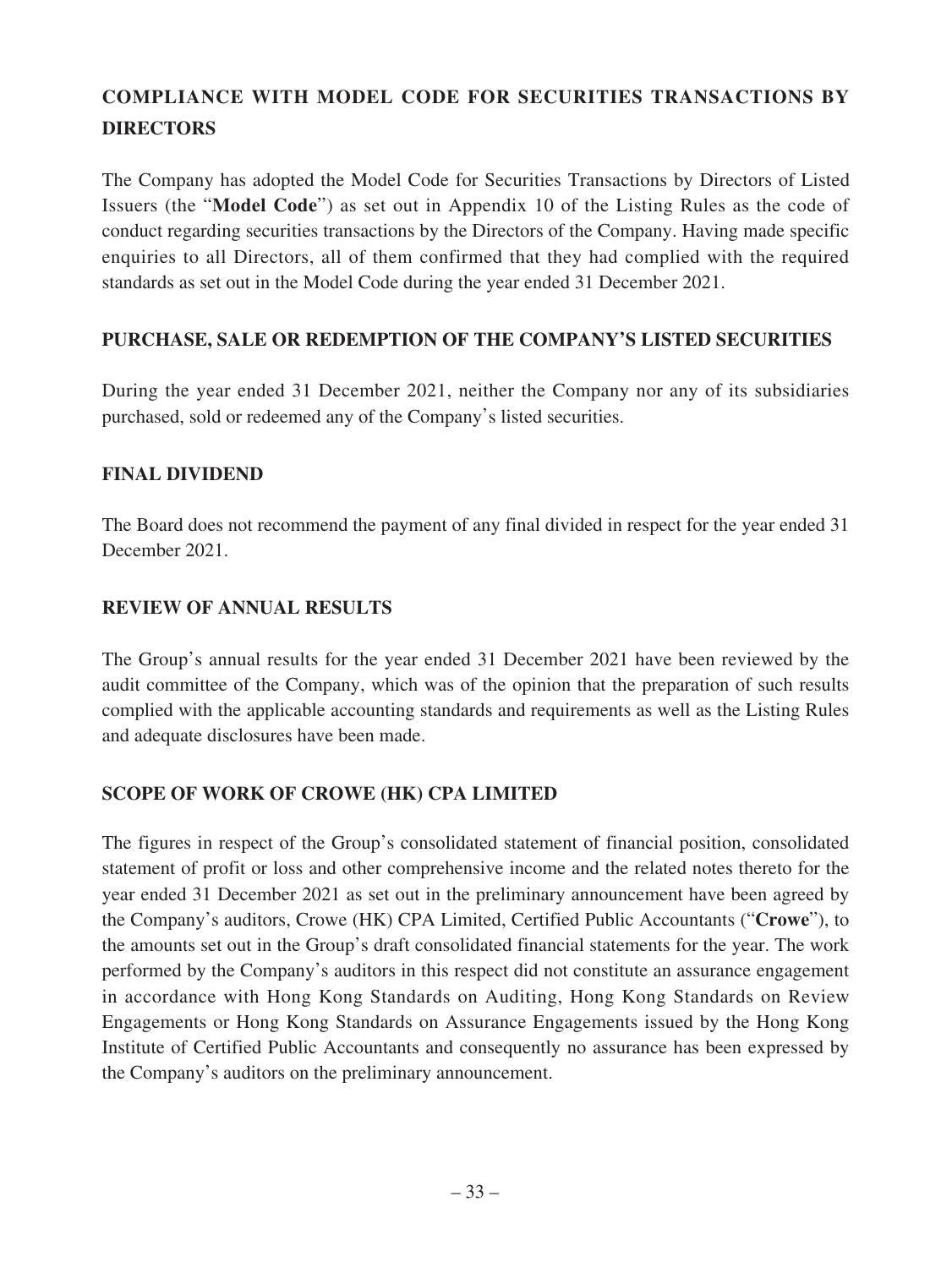## COMPLIANCE WITH MODEL CODE FOR SECURITIES TRANSACTIONS BY DIRECTORS

The Company has adopted the Model Code for Securities Transactions by Directors of Listed Issuers (the "**Model Code**") as set out in Appendix 10 of the Listing Rules as the code of conduct regarding securities transactions by the Directors of the Company. Having made specific enquiries to all Directors, all of them confirmed that they had complied with the required standards as set out in the Model Code during the year ended 31 December 2021.

## PURCHASE, SALE OR REDEMPTION OF THE COMPANY'S LISTED SECURITIES

During the year ended 31 December 2021, neither the Company nor any of its subsidiaries purchased, sold or redeemed any of the Company's listed securities.

## FINAL DIVIDEND

The Board does not recommend the payment of any final divided in respect for the year ended 31 December 2021.

## REVIEW OF ANNUAL RESULTS

The Group's annual results for the year ended 31 December 2021 have been reviewed by the audit committee of the Company, which was of the opinion that the preparation of such results complied with the applicable accounting standards and requirements as well as the Listing Rules and adequate disclosures have been made.

## SCOPE OF WORK OF CROWE (HK) CPA LIMITED

The figures in respect of the Group's consolidated statement of financial position, consolidated statement of profit or loss and other comprehensive income and the related notes thereto for the year ended 31 December 2021 as set out in the preliminary announcement have been agreed by the Company's auditors, Crowe (HK) CPA Limited, Certified Public Accountants ("**Crowe**"), to the amounts set out in the Group's draft consolidated financial statements for the year. The work performed by the Company's auditors in this respect did not constitute an assurance engagement in accordance with Hong Kong Standards on Auditing, Hong Kong Standards on Review Engagements or Hong Kong Standards on Assurance Engagements issued by the Hong Kong Institute of Certified Public Accountants and consequently no assurance has been expressed by the Company's auditors on the preliminary announcement.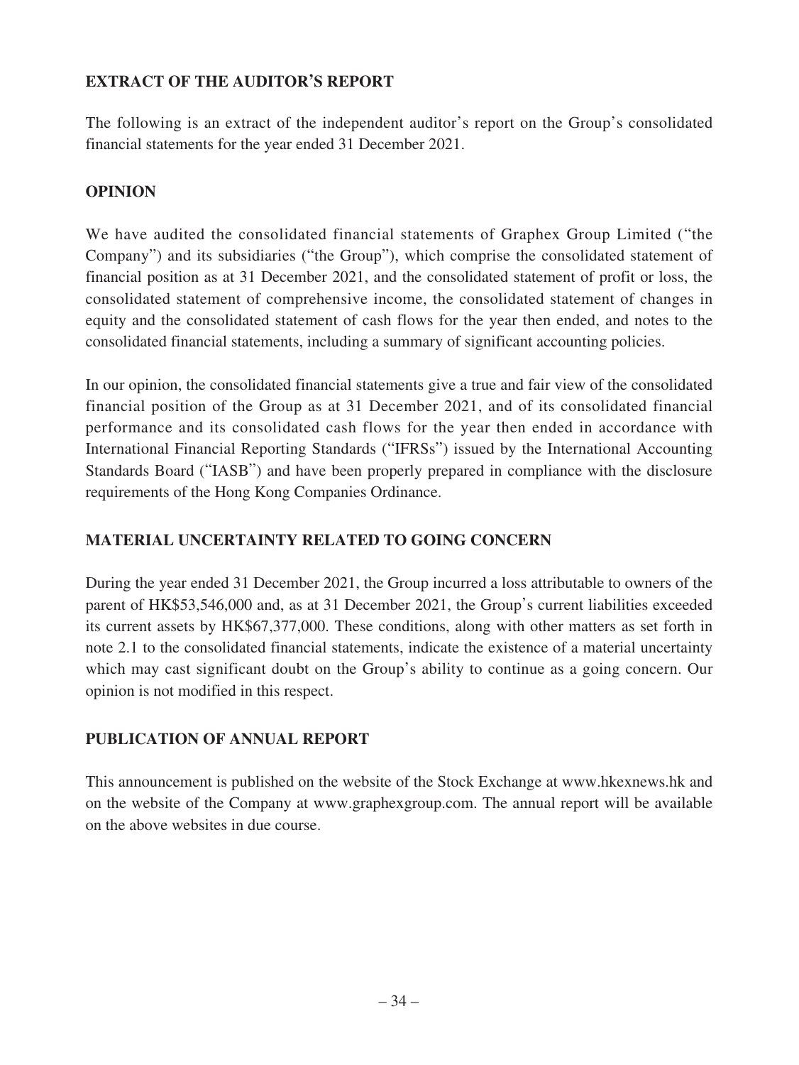## EXTRACT OF THE AUDITOR'S REPORT

The following is an extract of the independent auditor's report on the Group's consolidated financial statements for the year ended 31 December 2021.

## OPINION

We have audited the consolidated financial statements of Graphex Group Limited ("the Company") and its subsidiaries ("the Group"), which comprise the consolidated statement of financial position as at 31 December 2021, and the consolidated statement of profit or loss, the consolidated statement of comprehensive income, the consolidated statement of changes in equity and the consolidated statement of cash flows for the year then ended, and notes to the consolidated financial statements, including a summary of significant accounting policies.

In our opinion, the consolidated financial statements give a true and fair view of the consolidated financial position of the Group as at 31 December 2021, and of its consolidated financial performance and its consolidated cash flows for the year then ended in accordance with International Financial Reporting Standards ("IFRSs") issued by the International Accounting Standards Board ("IASB") and have been properly prepared in compliance with the disclosure requirements of the Hong Kong Companies Ordinance.

## MATERIAL UNCERTAINTY RELATED TO GOING CONCERN

During the year ended 31 December 2021, the Group incurred a loss attributable to owners of the parent of HK$53,546,000 and, as at 31 December 2021, the Group's current liabilities exceeded its current assets by HK$67,377,000. These conditions, along with other matters as set forth in note 2.1 to the consolidated financial statements, indicate the existence of a material uncertainty which may cast significant doubt on the Group's ability to continue as a going concern. Our opinion is not modified in this respect.

## PUBLICATION OF ANNUAL REPORT

This announcement is published on the website of the Stock Exchange at www.hkexnews.hk and on the website of the Company at www.graphexgroup.com. The annual report will be available on the above websites in due course.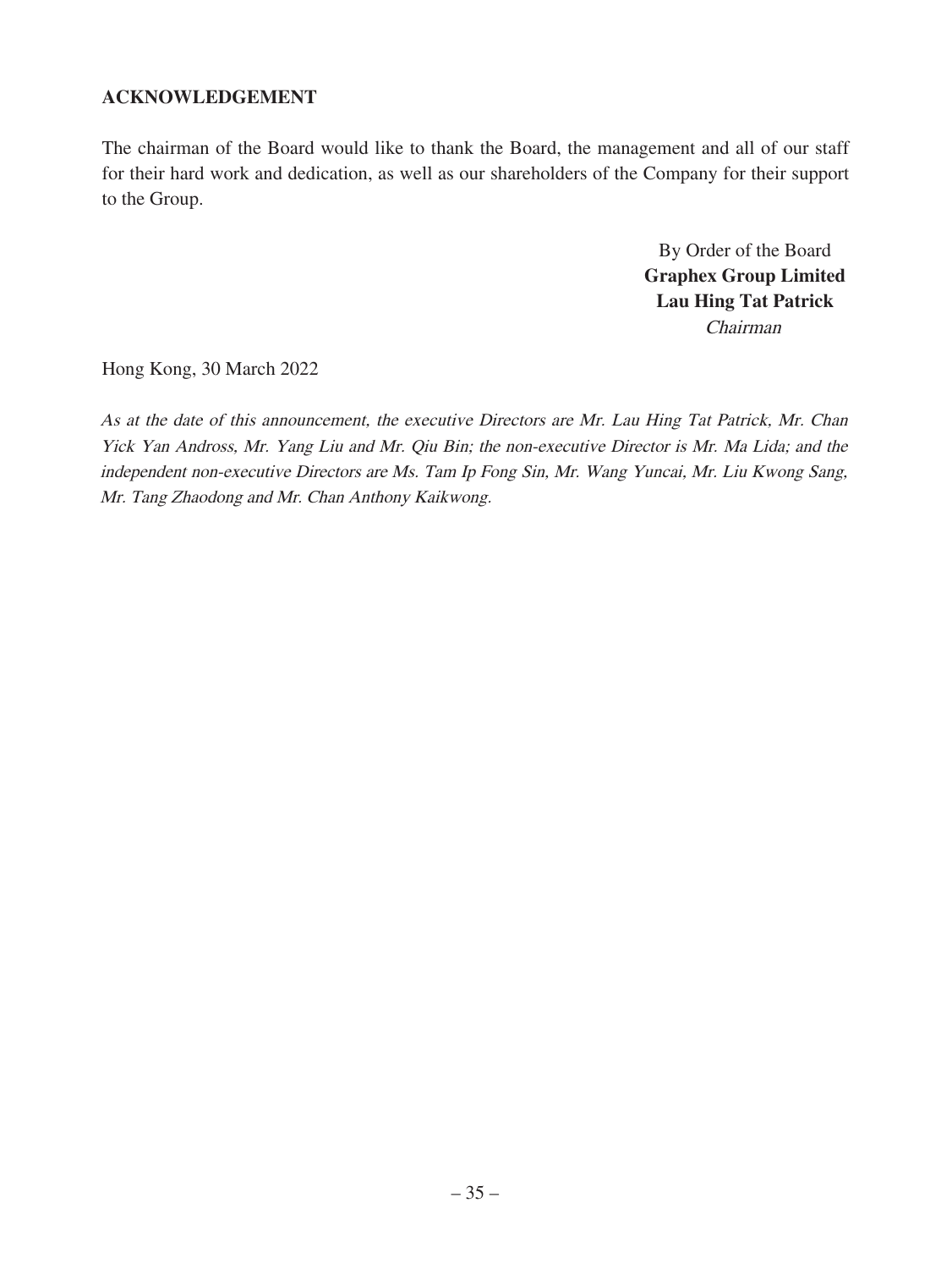## ACKNOWLEDGEMENT

The chairman of the Board would like to thank the Board, the management and all of our staff for their hard work and dedication, as well as our shareholders of the Company for their support to the Group.

By Order of the Board
**Graphex Group Limited**
**Lau Hing Tat Patrick**
*Chairman*

Hong Kong, 30 March 2022

*As at the date of this announcement, the executive Directors are Mr. Lau Hing Tat Patrick, Mr. Chan Yick Yan Andross, Mr. Yang Liu and Mr. Qiu Bin; the non-executive Director is Mr. Ma Lida; and the independent non-executive Directors are Ms. Tam Ip Fong Sin, Mr. Wang Yuncai, Mr. Liu Kwong Sang, Mr. Tang Zhaodong and Mr. Chan Anthony Kaikwong.*